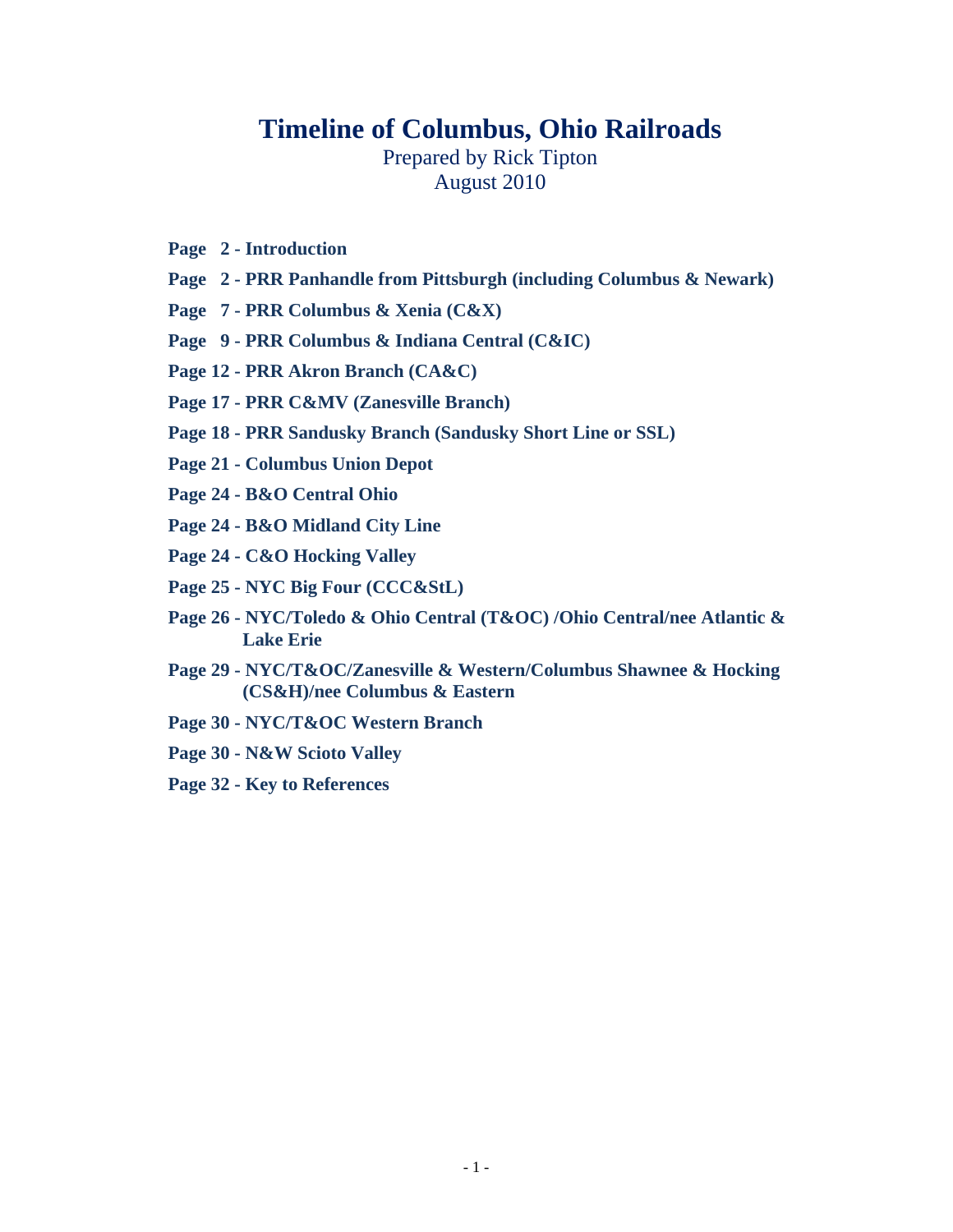# Timeline of Columbus, Ohio Railroads

Prepared by Rick Tipton
August 2010

**Page 2 - Introduction**

**Page 2 - PRR Panhandle from Pittsburgh (including Columbus & Newark)**

**Page 7 - PRR Columbus & Xenia (C&X)**

**Page 9 - PRR Columbus & Indiana Central (C&IC)**

**Page 12 - PRR Akron Branch (CA&C)**

**Page 17 - PRR C&MV (Zanesville Branch)**

**Page 18 - PRR Sandusky Branch (Sandusky Short Line or SSL)**

**Page 21 - Columbus Union Depot**

**Page 24 - B&O Central Ohio**

**Page 24 - B&O Midland City Line**

**Page 24 - C&O Hocking Valley**

**Page 25 - NYC Big Four (CCC&StL)**

**Page 26 - NYC/Toledo & Ohio Central (T&OC) /Ohio Central/nee Atlantic & Lake Erie**

**Page 29 - NYC/T&OC/Zanesville & Western/Columbus Shawnee & Hocking (CS&H)/nee Columbus & Eastern**

**Page 30 - NYC/T&OC Western Branch**

**Page 30 - N&W Scioto Valley**

**Page 32 - Key to References**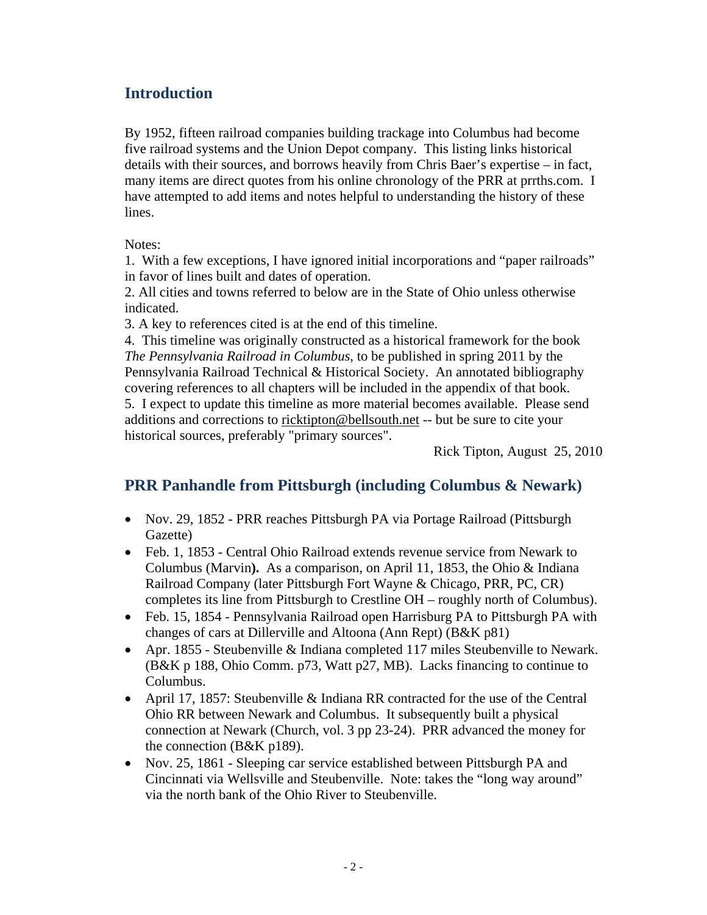## Introduction

By 1952, fifteen railroad companies building trackage into Columbus had become five railroad systems and the Union Depot company. This listing links historical details with their sources, and borrows heavily from Chris Baer's expertise – in fact, many items are direct quotes from his online chronology of the PRR at prrths.com. I have attempted to add items and notes helpful to understanding the history of these lines.

Notes:

1. With a few exceptions, I have ignored initial incorporations and "paper railroads" in favor of lines built and dates of operation.
2. All cities and towns referred to below are in the State of Ohio unless otherwise indicated.
3. A key to references cited is at the end of this timeline.
4. This timeline was originally constructed as a historical framework for the book *The Pennsylvania Railroad in Columbus*, to be published in spring 2011 by the Pennsylvania Railroad Technical & Historical Society. An annotated bibliography covering references to all chapters will be included in the appendix of that book.
5. I expect to update this timeline as more material becomes available. Please send additions and corrections to ricktipton@bellsouth.net -- but be sure to cite your historical sources, preferably "primary sources".

Rick Tipton, August 25, 2010

## PRR Panhandle from Pittsburgh (including Columbus & Newark)

- Nov. 29, 1852 - PRR reaches Pittsburgh PA via Portage Railroad (Pittsburgh Gazette)
- Feb. 1, 1853 - Central Ohio Railroad extends revenue service from Newark to Columbus (Marvin**).** As a comparison, on April 11, 1853, the Ohio & Indiana Railroad Company (later Pittsburgh Fort Wayne & Chicago, PRR, PC, CR) completes its line from Pittsburgh to Crestline OH – roughly north of Columbus).
- Feb. 15, 1854 - Pennsylvania Railroad open Harrisburg PA to Pittsburgh PA with changes of cars at Dillerville and Altoona (Ann Rept) (B&K p81)
- Apr. 1855 - Steubenville & Indiana completed 117 miles Steubenville to Newark. (B&K p 188, Ohio Comm. p73, Watt p27, MB). Lacks financing to continue to Columbus.
- April 17, 1857: Steubenville & Indiana RR contracted for the use of the Central Ohio RR between Newark and Columbus. It subsequently built a physical connection at Newark (Church, vol. 3 pp 23-24). PRR advanced the money for the connection (B&K p189).
- Nov. 25, 1861 - Sleeping car service established between Pittsburgh PA and Cincinnati via Wellsville and Steubenville. Note: takes the "long way around" via the north bank of the Ohio River to Steubenville.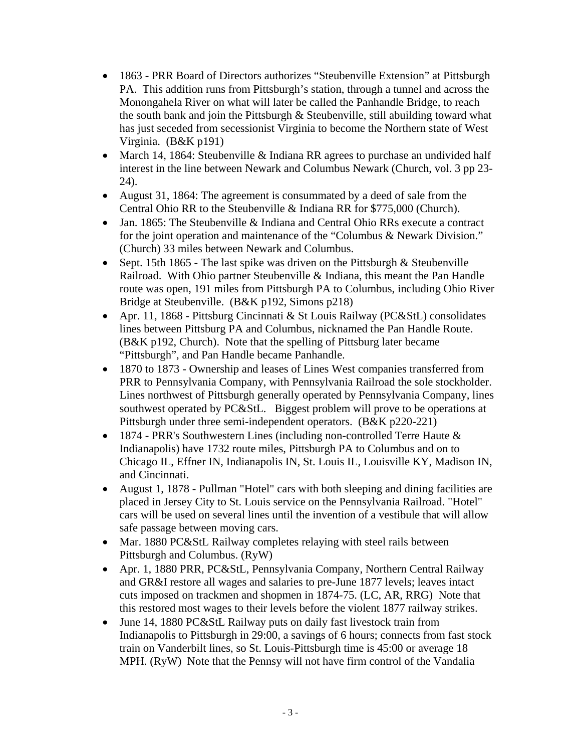- 1863 - PRR Board of Directors authorizes "Steubenville Extension" at Pittsburgh PA. This addition runs from Pittsburgh's station, through a tunnel and across the Monongahela River on what will later be called the Panhandle Bridge, to reach the south bank and join the Pittsburgh & Steubenville, still abuilding toward what has just seceded from secessionist Virginia to become the Northern state of West Virginia. (B&K p191)
- March 14, 1864: Steubenville & Indiana RR agrees to purchase an undivided half interest in the line between Newark and Columbus Newark (Church, vol. 3 pp 23-24).
- August 31, 1864: The agreement is consummated by a deed of sale from the Central Ohio RR to the Steubenville & Indiana RR for $775,000 (Church).
- Jan. 1865: The Steubenville & Indiana and Central Ohio RRs execute a contract for the joint operation and maintenance of the "Columbus & Newark Division." (Church) 33 miles between Newark and Columbus.
- Sept. 15th 1865 - The last spike was driven on the Pittsburgh & Steubenville Railroad. With Ohio partner Steubenville & Indiana, this meant the Pan Handle route was open, 191 miles from Pittsburgh PA to Columbus, including Ohio River Bridge at Steubenville. (B&K p192, Simons p218)
- Apr. 11, 1868 - Pittsburg Cincinnati & St Louis Railway (PC&StL) consolidates lines between Pittsburg PA and Columbus, nicknamed the Pan Handle Route. (B&K p192, Church). Note that the spelling of Pittsburg later became "Pittsburgh", and Pan Handle became Panhandle.
- 1870 to 1873 - Ownership and leases of Lines West companies transferred from PRR to Pennsylvania Company, with Pennsylvania Railroad the sole stockholder. Lines northwest of Pittsburgh generally operated by Pennsylvania Company, lines southwest operated by PC&StL. Biggest problem will prove to be operations at Pittsburgh under three semi-independent operators. (B&K p220-221)
- 1874 - PRR's Southwestern Lines (including non-controlled Terre Haute & Indianapolis) have 1732 route miles, Pittsburgh PA to Columbus and on to Chicago IL, Effner IN, Indianapolis IN, St. Louis IL, Louisville KY, Madison IN, and Cincinnati.
- August 1, 1878 - Pullman "Hotel" cars with both sleeping and dining facilities are placed in Jersey City to St. Louis service on the Pennsylvania Railroad. "Hotel" cars will be used on several lines until the invention of a vestibule that will allow safe passage between moving cars.
- Mar. 1880 PC&StL Railway completes relaying with steel rails between Pittsburgh and Columbus. (RyW)
- Apr. 1, 1880 PRR, PC&StL, Pennsylvania Company, Northern Central Railway and GR&I restore all wages and salaries to pre-June 1877 levels; leaves intact cuts imposed on trackmen and shopmen in 1874-75. (LC, AR, RRG) Note that this restored most wages to their levels before the violent 1877 railway strikes.
- June 14, 1880 PC&StL Railway puts on daily fast livestock train from Indianapolis to Pittsburgh in 29:00, a savings of 6 hours; connects from fast stock train on Vanderbilt lines, so St. Louis-Pittsburgh time is 45:00 or average 18 MPH. (RyW) Note that the Pennsy will not have firm control of the Vandalia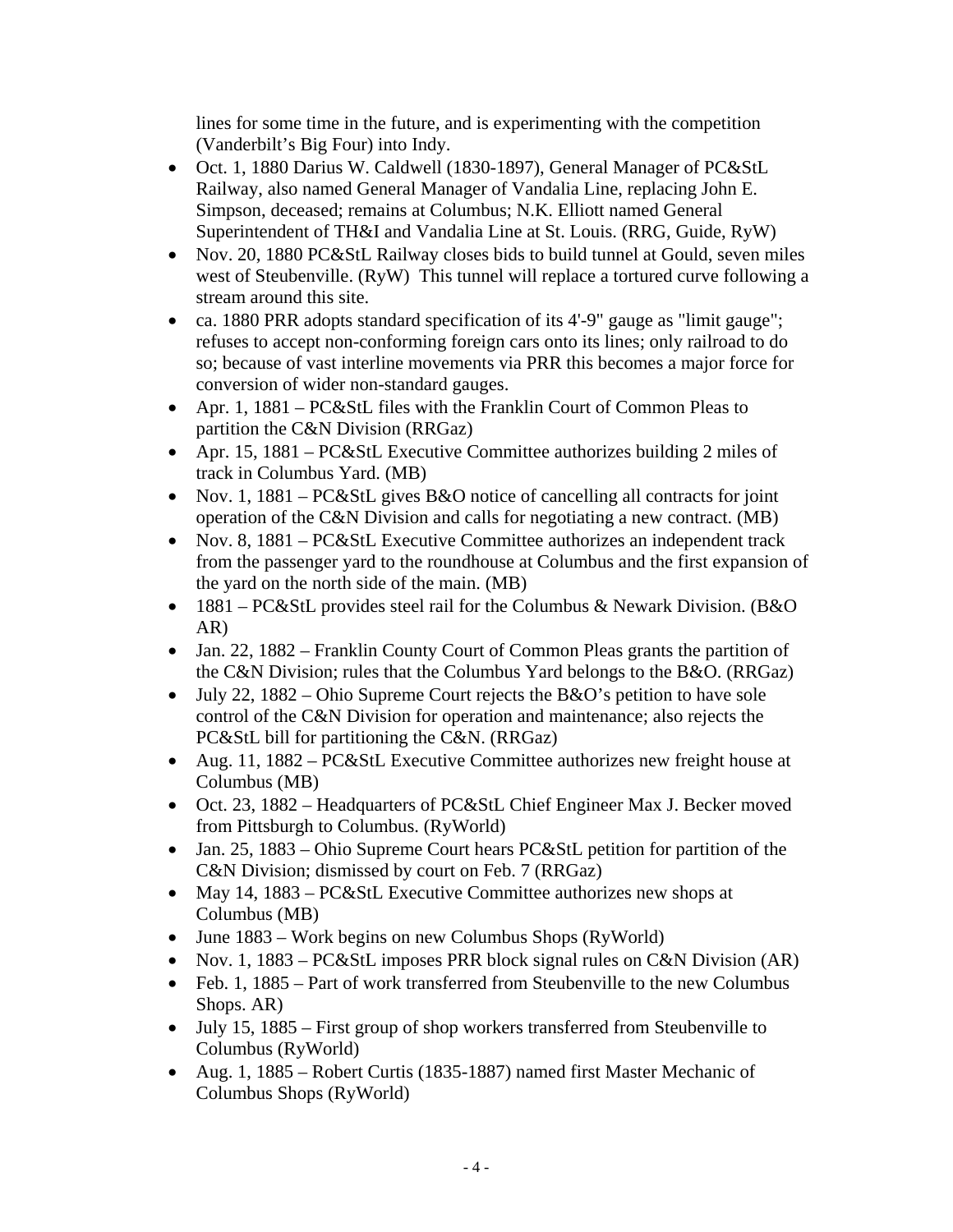lines for some time in the future, and is experimenting with the competition (Vanderbilt's Big Four) into Indy.

- Oct. 1, 1880 Darius W. Caldwell (1830-1897), General Manager of PC&StL Railway, also named General Manager of Vandalia Line, replacing John E. Simpson, deceased; remains at Columbus; N.K. Elliott named General Superintendent of TH&I and Vandalia Line at St. Louis. (RRG, Guide, RyW)
- Nov. 20, 1880 PC&StL Railway closes bids to build tunnel at Gould, seven miles west of Steubenville. (RyW) This tunnel will replace a tortured curve following a stream around this site.
- ca. 1880 PRR adopts standard specification of its 4'-9" gauge as "limit gauge"; refuses to accept non-conforming foreign cars onto its lines; only railroad to do so; because of vast interline movements via PRR this becomes a major force for conversion of wider non-standard gauges.
- Apr. 1, 1881 – PC&StL files with the Franklin Court of Common Pleas to partition the C&N Division (RRGaz)
- Apr. 15, 1881 – PC&StL Executive Committee authorizes building 2 miles of track in Columbus Yard. (MB)
- Nov. 1, 1881 – PC&StL gives B&O notice of cancelling all contracts for joint operation of the C&N Division and calls for negotiating a new contract. (MB)
- Nov. 8, 1881 – PC&StL Executive Committee authorizes an independent track from the passenger yard to the roundhouse at Columbus and the first expansion of the yard on the north side of the main. (MB)
- 1881 – PC&StL provides steel rail for the Columbus & Newark Division. (B&O AR)
- Jan. 22, 1882 – Franklin County Court of Common Pleas grants the partition of the C&N Division; rules that the Columbus Yard belongs to the B&O. (RRGaz)
- July 22, 1882 – Ohio Supreme Court rejects the B&O's petition to have sole control of the C&N Division for operation and maintenance; also rejects the PC&StL bill for partitioning the C&N. (RRGaz)
- Aug. 11, 1882 – PC&StL Executive Committee authorizes new freight house at Columbus (MB)
- Oct. 23, 1882 – Headquarters of PC&StL Chief Engineer Max J. Becker moved from Pittsburgh to Columbus. (RyWorld)
- Jan. 25, 1883 – Ohio Supreme Court hears PC&StL petition for partition of the C&N Division; dismissed by court on Feb. 7 (RRGaz)
- May 14, 1883 – PC&StL Executive Committee authorizes new shops at Columbus (MB)
- June 1883 – Work begins on new Columbus Shops (RyWorld)
- Nov. 1, 1883 – PC&StL imposes PRR block signal rules on C&N Division (AR)
- Feb. 1, 1885 – Part of work transferred from Steubenville to the new Columbus Shops. AR)
- July 15, 1885 – First group of shop workers transferred from Steubenville to Columbus (RyWorld)
- Aug. 1, 1885 – Robert Curtis (1835-1887) named first Master Mechanic of Columbus Shops (RyWorld)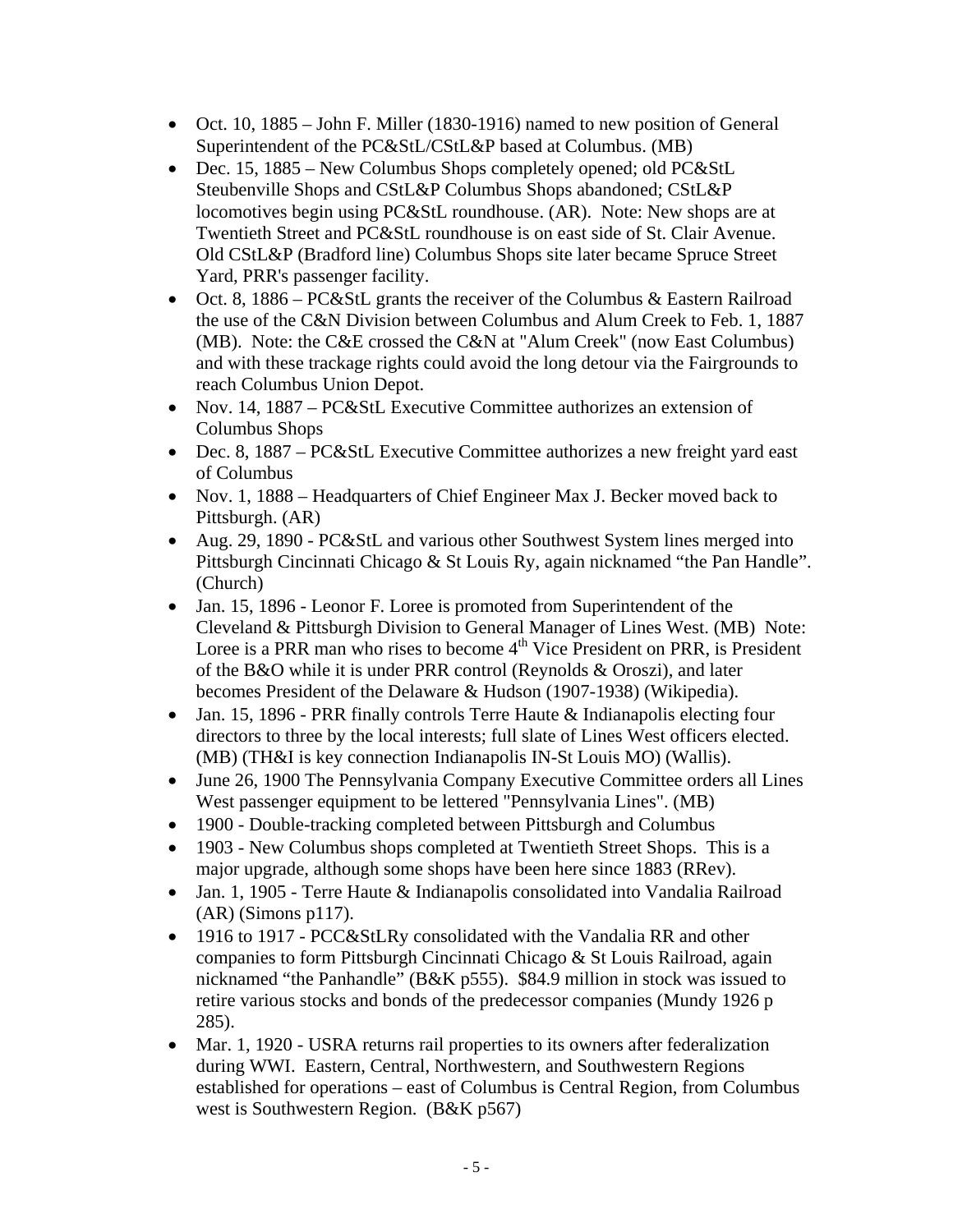- Oct. 10, 1885 – John F. Miller (1830-1916) named to new position of General Superintendent of the PC&StL/CStL&P based at Columbus. (MB)
- Dec. 15, 1885 – New Columbus Shops completely opened; old PC&StL Steubenville Shops and CStL&P Columbus Shops abandoned; CStL&P locomotives begin using PC&StL roundhouse. (AR). Note: New shops are at Twentieth Street and PC&StL roundhouse is on east side of St. Clair Avenue. Old CStL&P (Bradford line) Columbus Shops site later became Spruce Street Yard, PRR's passenger facility.
- Oct. 8, 1886 – PC&StL grants the receiver of the Columbus & Eastern Railroad the use of the C&N Division between Columbus and Alum Creek to Feb. 1, 1887 (MB). Note: the C&E crossed the C&N at "Alum Creek" (now East Columbus) and with these trackage rights could avoid the long detour via the Fairgrounds to reach Columbus Union Depot.
- Nov. 14, 1887 – PC&StL Executive Committee authorizes an extension of Columbus Shops
- Dec. 8, 1887 – PC&StL Executive Committee authorizes a new freight yard east of Columbus
- Nov. 1, 1888 – Headquarters of Chief Engineer Max J. Becker moved back to Pittsburgh. (AR)
- Aug. 29, 1890 - PC&StL and various other Southwest System lines merged into Pittsburgh Cincinnati Chicago & St Louis Ry, again nicknamed "the Pan Handle". (Church)
- Jan. 15, 1896 - Leonor F. Loree is promoted from Superintendent of the Cleveland & Pittsburgh Division to General Manager of Lines West. (MB) Note: Loree is a PRR man who rises to become 4th Vice President on PRR, is President of the B&O while it is under PRR control (Reynolds & Oroszi), and later becomes President of the Delaware & Hudson (1907-1938) (Wikipedia).
- Jan. 15, 1896 - PRR finally controls Terre Haute & Indianapolis electing four directors to three by the local interests; full slate of Lines West officers elected. (MB) (TH&I is key connection Indianapolis IN-St Louis MO) (Wallis).
- June 26, 1900 The Pennsylvania Company Executive Committee orders all Lines West passenger equipment to be lettered "Pennsylvania Lines". (MB)
- 1900 - Double-tracking completed between Pittsburgh and Columbus
- 1903 - New Columbus shops completed at Twentieth Street Shops. This is a major upgrade, although some shops have been here since 1883 (RRev).
- Jan. 1, 1905 - Terre Haute & Indianapolis consolidated into Vandalia Railroad (AR) (Simons p117).
- 1916 to 1917 - PCC&StLRy consolidated with the Vandalia RR and other companies to form Pittsburgh Cincinnati Chicago & St Louis Railroad, again nicknamed "the Panhandle" (B&K p555). $84.9 million in stock was issued to retire various stocks and bonds of the predecessor companies (Mundy 1926 p 285).
- Mar. 1, 1920 - USRA returns rail properties to its owners after federalization during WWI. Eastern, Central, Northwestern, and Southwestern Regions established for operations – east of Columbus is Central Region, from Columbus west is Southwestern Region. (B&K p567)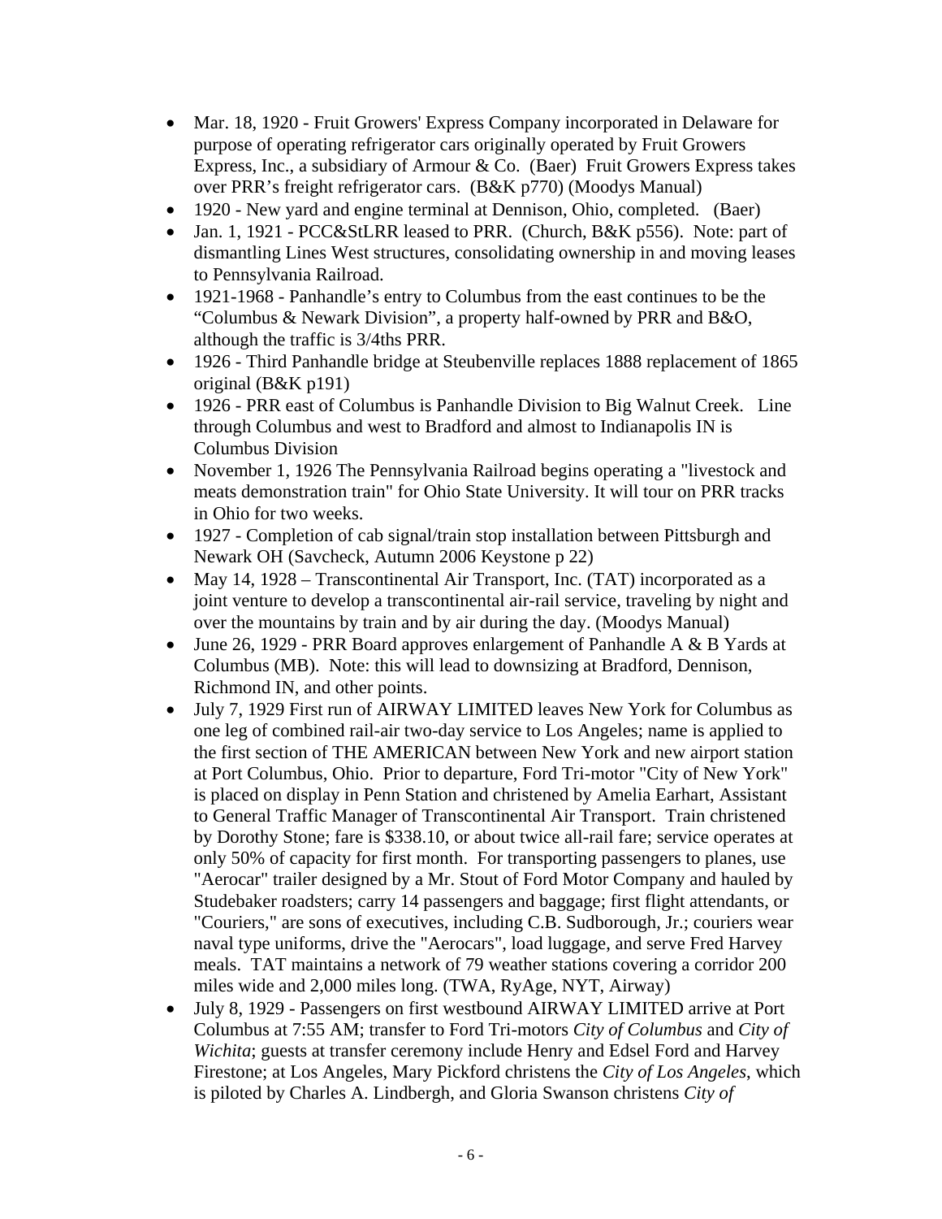- Mar. 18, 1920 - Fruit Growers' Express Company incorporated in Delaware for purpose of operating refrigerator cars originally operated by Fruit Growers Express, Inc., a subsidiary of Armour & Co. (Baer) Fruit Growers Express takes over PRR's freight refrigerator cars. (B&K p770) (Moodys Manual)
- 1920 - New yard and engine terminal at Dennison, Ohio, completed. (Baer)
- Jan. 1, 1921 - PCC&StLRR leased to PRR. (Church, B&K p556). Note: part of dismantling Lines West structures, consolidating ownership in and moving leases to Pennsylvania Railroad.
- 1921-1968 - Panhandle's entry to Columbus from the east continues to be the "Columbus & Newark Division", a property half-owned by PRR and B&O, although the traffic is 3/4ths PRR.
- 1926 - Third Panhandle bridge at Steubenville replaces 1888 replacement of 1865 original (B&K p191)
- 1926 - PRR east of Columbus is Panhandle Division to Big Walnut Creek. Line through Columbus and west to Bradford and almost to Indianapolis IN is Columbus Division
- November 1, 1926 The Pennsylvania Railroad begins operating a "livestock and meats demonstration train" for Ohio State University. It will tour on PRR tracks in Ohio for two weeks.
- 1927 - Completion of cab signal/train stop installation between Pittsburgh and Newark OH (Savcheck, Autumn 2006 Keystone p 22)
- May 14, 1928 – Transcontinental Air Transport, Inc. (TAT) incorporated as a joint venture to develop a transcontinental air-rail service, traveling by night and over the mountains by train and by air during the day. (Moodys Manual)
- June 26, 1929 - PRR Board approves enlargement of Panhandle A & B Yards at Columbus (MB). Note: this will lead to downsizing at Bradford, Dennison, Richmond IN, and other points.
- July 7, 1929 First run of AIRWAY LIMITED leaves New York for Columbus as one leg of combined rail-air two-day service to Los Angeles; name is applied to the first section of THE AMERICAN between New York and new airport station at Port Columbus, Ohio. Prior to departure, Ford Tri-motor "City of New York" is placed on display in Penn Station and christened by Amelia Earhart, Assistant to General Traffic Manager of Transcontinental Air Transport. Train christened by Dorothy Stone; fare is $338.10, or about twice all-rail fare; service operates at only 50% of capacity for first month. For transporting passengers to planes, use "Aerocar" trailer designed by a Mr. Stout of Ford Motor Company and hauled by Studebaker roadsters; carry 14 passengers and baggage; first flight attendants, or "Couriers," are sons of executives, including C.B. Sudborough, Jr.; couriers wear naval type uniforms, drive the "Aerocars", load luggage, and serve Fred Harvey meals. TAT maintains a network of 79 weather stations covering a corridor 200 miles wide and 2,000 miles long. (TWA, RyAge, NYT, Airway)
- July 8, 1929 - Passengers on first westbound AIRWAY LIMITED arrive at Port Columbus at 7:55 AM; transfer to Ford Tri-motors *City of Columbus* and *City of Wichita*; guests at transfer ceremony include Henry and Edsel Ford and Harvey Firestone; at Los Angeles, Mary Pickford christens the *City of Los Angeles*, which is piloted by Charles A. Lindbergh, and Gloria Swanson christens *City of*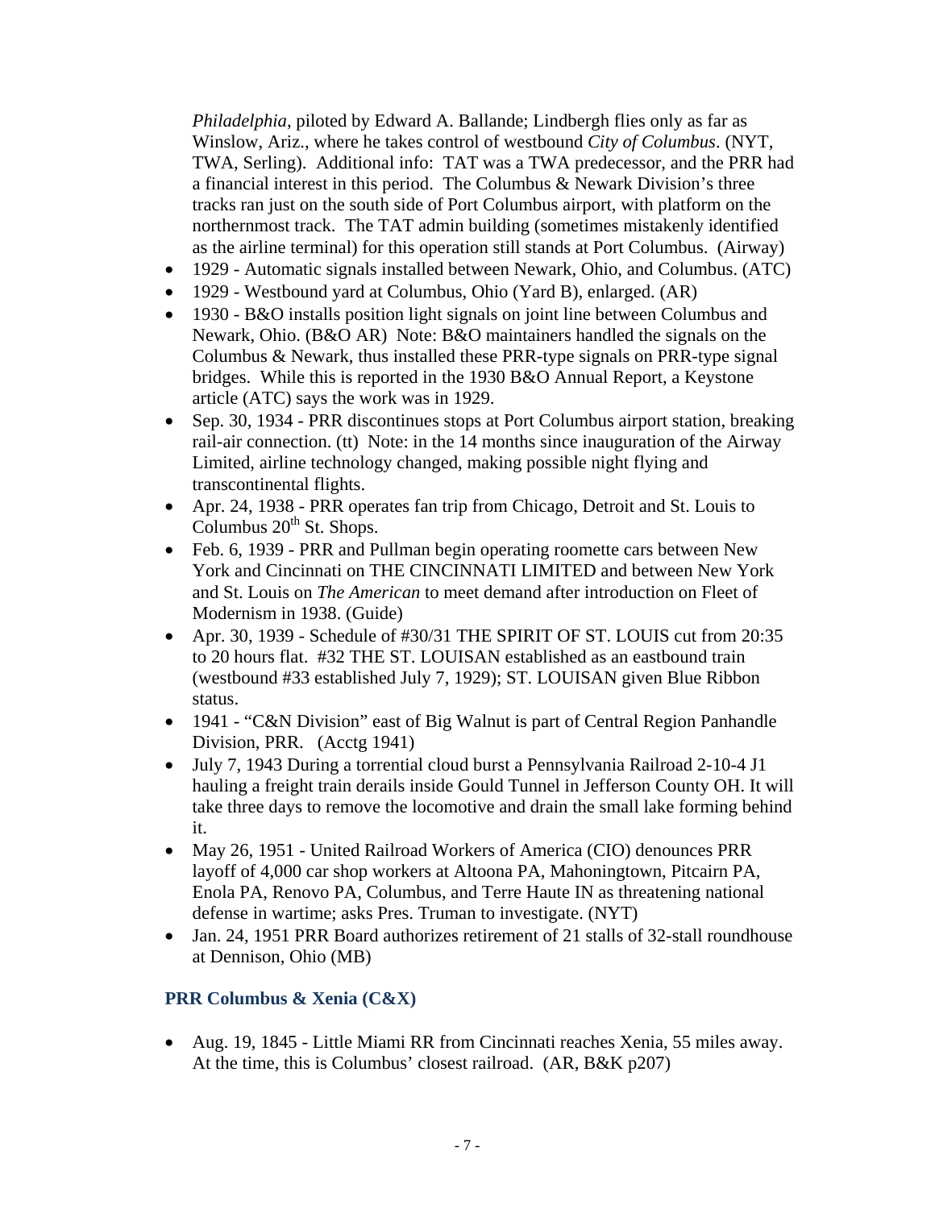*Philadelphia*, piloted by Edward A. Ballande; Lindbergh flies only as far as Winslow, Ariz., where he takes control of westbound *City of Columbus*. (NYT, TWA, Serling). Additional info: TAT was a TWA predecessor, and the PRR had a financial interest in this period. The Columbus & Newark Division's three tracks ran just on the south side of Port Columbus airport, with platform on the northernmost track. The TAT admin building (sometimes mistakenly identified as the airline terminal) for this operation still stands at Port Columbus. (Airway)

- 1929 - Automatic signals installed between Newark, Ohio, and Columbus. (ATC)
- 1929 - Westbound yard at Columbus, Ohio (Yard B), enlarged. (AR)
- 1930 - B&O installs position light signals on joint line between Columbus and Newark, Ohio. (B&O AR) Note: B&O maintainers handled the signals on the Columbus & Newark, thus installed these PRR-type signals on PRR-type signal bridges. While this is reported in the 1930 B&O Annual Report, a Keystone article (ATC) says the work was in 1929.
- Sep. 30, 1934 - PRR discontinues stops at Port Columbus airport station, breaking rail-air connection. (tt) Note: in the 14 months since inauguration of the Airway Limited, airline technology changed, making possible night flying and transcontinental flights.
- Apr. 24, 1938 - PRR operates fan trip from Chicago, Detroit and St. Louis to Columbus 20th St. Shops.
- Feb. 6, 1939 - PRR and Pullman begin operating roomette cars between New York and Cincinnati on THE CINCINNATI LIMITED and between New York and St. Louis on *The American* to meet demand after introduction on Fleet of Modernism in 1938. (Guide)
- Apr. 30, 1939 - Schedule of #30/31 THE SPIRIT OF ST. LOUIS cut from 20:35 to 20 hours flat. #32 THE ST. LOUISAN established as an eastbound train (westbound #33 established July 7, 1929); ST. LOUISAN given Blue Ribbon status.
- 1941 - "C&N Division" east of Big Walnut is part of Central Region Panhandle Division, PRR. (Acctg 1941)
- July 7, 1943 During a torrential cloud burst a Pennsylvania Railroad 2-10-4 J1 hauling a freight train derails inside Gould Tunnel in Jefferson County OH. It will take three days to remove the locomotive and drain the small lake forming behind it.
- May 26, 1951 - United Railroad Workers of America (CIO) denounces PRR layoff of 4,000 car shop workers at Altoona PA, Mahoningtown, Pitcairn PA, Enola PA, Renovo PA, Columbus, and Terre Haute IN as threatening national defense in wartime; asks Pres. Truman to investigate. (NYT)
- Jan. 24, 1951 PRR Board authorizes retirement of 21 stalls of 32-stall roundhouse at Dennison, Ohio (MB)

### PRR Columbus & Xenia (C&X)

- Aug. 19, 1845 - Little Miami RR from Cincinnati reaches Xenia, 55 miles away. At the time, this is Columbus' closest railroad. (AR, B&K p207)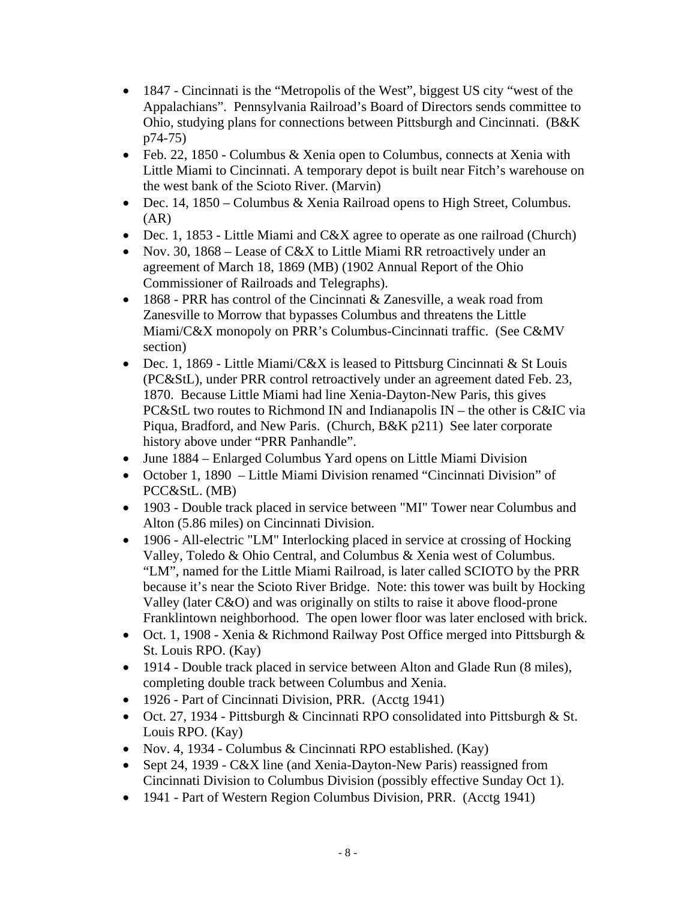- 1847 - Cincinnati is the "Metropolis of the West", biggest US city "west of the Appalachians". Pennsylvania Railroad's Board of Directors sends committee to Ohio, studying plans for connections between Pittsburgh and Cincinnati. (B&K p74-75)
- Feb. 22, 1850 - Columbus & Xenia open to Columbus, connects at Xenia with Little Miami to Cincinnati. A temporary depot is built near Fitch's warehouse on the west bank of the Scioto River. (Marvin)
- Dec. 14, 1850 – Columbus & Xenia Railroad opens to High Street, Columbus. (AR)
- Dec. 1, 1853 - Little Miami and C&X agree to operate as one railroad (Church)
- Nov. 30, 1868 – Lease of C&X to Little Miami RR retroactively under an agreement of March 18, 1869 (MB) (1902 Annual Report of the Ohio Commissioner of Railroads and Telegraphs).
- 1868 - PRR has control of the Cincinnati & Zanesville, a weak road from Zanesville to Morrow that bypasses Columbus and threatens the Little Miami/C&X monopoly on PRR's Columbus-Cincinnati traffic. (See C&MV section)
- Dec. 1, 1869 - Little Miami/C&X is leased to Pittsburg Cincinnati & St Louis (PC&StL), under PRR control retroactively under an agreement dated Feb. 23, 1870. Because Little Miami had line Xenia-Dayton-New Paris, this gives PC&StL two routes to Richmond IN and Indianapolis IN – the other is C&IC via Piqua, Bradford, and New Paris. (Church, B&K p211) See later corporate history above under "PRR Panhandle".
- June 1884 – Enlarged Columbus Yard opens on Little Miami Division
- October 1, 1890 – Little Miami Division renamed "Cincinnati Division" of PCC&StL. (MB)
- 1903 - Double track placed in service between "MI" Tower near Columbus and Alton (5.86 miles) on Cincinnati Division.
- 1906 - All-electric "LM" Interlocking placed in service at crossing of Hocking Valley, Toledo & Ohio Central, and Columbus & Xenia west of Columbus. "LM", named for the Little Miami Railroad, is later called SCIOTO by the PRR because it's near the Scioto River Bridge. Note: this tower was built by Hocking Valley (later C&O) and was originally on stilts to raise it above flood-prone Franklintown neighborhood. The open lower floor was later enclosed with brick.
- Oct. 1, 1908 - Xenia & Richmond Railway Post Office merged into Pittsburgh & St. Louis RPO. (Kay)
- 1914 - Double track placed in service between Alton and Glade Run (8 miles), completing double track between Columbus and Xenia.
- 1926 - Part of Cincinnati Division, PRR. (Acctg 1941)
- Oct. 27, 1934 - Pittsburgh & Cincinnati RPO consolidated into Pittsburgh & St. Louis RPO. (Kay)
- Nov. 4, 1934 - Columbus & Cincinnati RPO established. (Kay)
- Sept 24, 1939 - C&X line (and Xenia-Dayton-New Paris) reassigned from Cincinnati Division to Columbus Division (possibly effective Sunday Oct 1).
- 1941 - Part of Western Region Columbus Division, PRR. (Acctg 1941)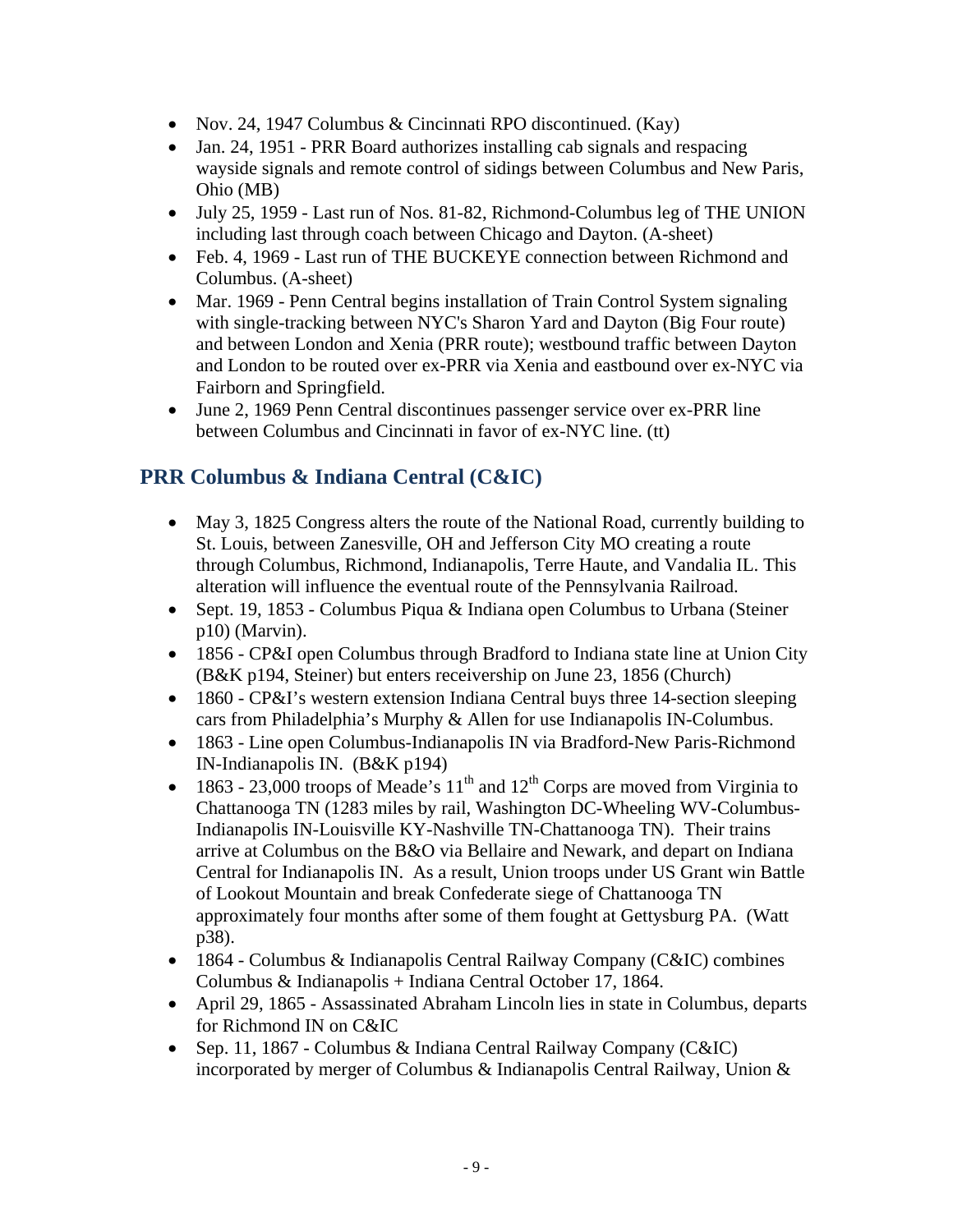- Nov. 24, 1947 Columbus & Cincinnati RPO discontinued. (Kay)
- Jan. 24, 1951 - PRR Board authorizes installing cab signals and respacing wayside signals and remote control of sidings between Columbus and New Paris, Ohio (MB)
- July 25, 1959 - Last run of Nos. 81-82, Richmond-Columbus leg of THE UNION including last through coach between Chicago and Dayton. (A-sheet)
- Feb. 4, 1969 - Last run of THE BUCKEYE connection between Richmond and Columbus. (A-sheet)
- Mar. 1969 - Penn Central begins installation of Train Control System signaling with single-tracking between NYC's Sharon Yard and Dayton (Big Four route) and between London and Xenia (PRR route); westbound traffic between Dayton and London to be routed over ex-PRR via Xenia and eastbound over ex-NYC via Fairborn and Springfield.
- June 2, 1969 Penn Central discontinues passenger service over ex-PRR line between Columbus and Cincinnati in favor of ex-NYC line. (tt)

## PRR Columbus & Indiana Central (C&IC)

- May 3, 1825 Congress alters the route of the National Road, currently building to St. Louis, between Zanesville, OH and Jefferson City MO creating a route through Columbus, Richmond, Indianapolis, Terre Haute, and Vandalia IL. This alteration will influence the eventual route of the Pennsylvania Railroad.
- Sept. 19, 1853 - Columbus Piqua & Indiana open Columbus to Urbana (Steiner p10) (Marvin).
- 1856 - CP&I open Columbus through Bradford to Indiana state line at Union City (B&K p194, Steiner) but enters receivership on June 23, 1856 (Church)
- 1860 - CP&I's western extension Indiana Central buys three 14-section sleeping cars from Philadelphia's Murphy & Allen for use Indianapolis IN-Columbus.
- 1863 - Line open Columbus-Indianapolis IN via Bradford-New Paris-Richmond IN-Indianapolis IN. (B&K p194)
- 1863 - 23,000 troops of Meade's 11th and 12th Corps are moved from Virginia to Chattanooga TN (1283 miles by rail, Washington DC-Wheeling WV-Columbus-Indianapolis IN-Louisville KY-Nashville TN-Chattanooga TN). Their trains arrive at Columbus on the B&O via Bellaire and Newark, and depart on Indiana Central for Indianapolis IN. As a result, Union troops under US Grant win Battle of Lookout Mountain and break Confederate siege of Chattanooga TN approximately four months after some of them fought at Gettysburg PA. (Watt p38).
- 1864 - Columbus & Indianapolis Central Railway Company (C&IC) combines Columbus & Indianapolis + Indiana Central October 17, 1864.
- April 29, 1865 - Assassinated Abraham Lincoln lies in state in Columbus, departs for Richmond IN on C&IC
- Sep. 11, 1867 - Columbus & Indiana Central Railway Company (C&IC) incorporated by merger of Columbus & Indianapolis Central Railway, Union &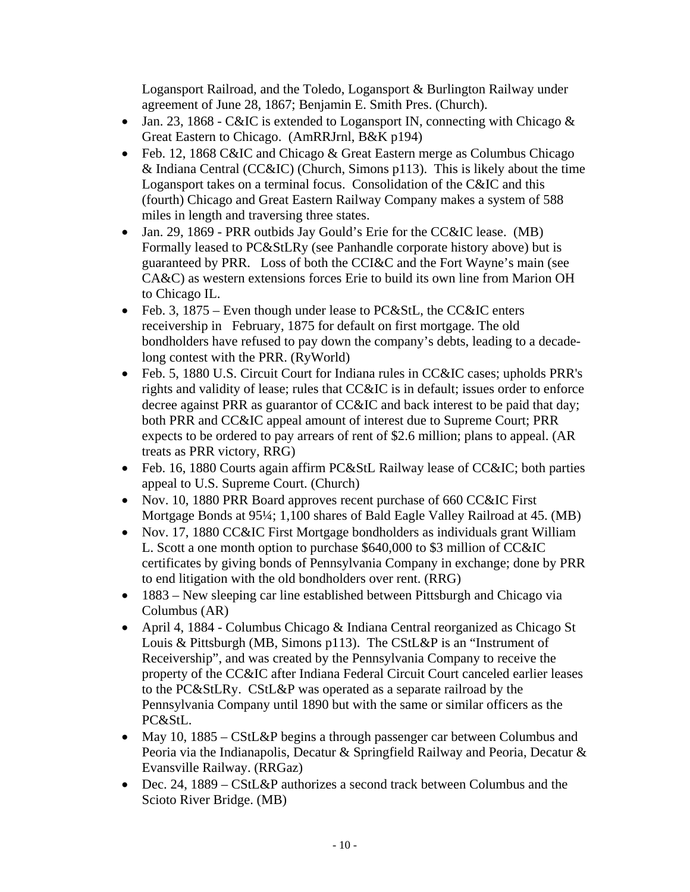Logansport Railroad, and the Toledo, Logansport & Burlington Railway under agreement of June 28, 1867; Benjamin E. Smith Pres. (Church).

- Jan. 23, 1868 - C&IC is extended to Logansport IN, connecting with Chicago & Great Eastern to Chicago. (AmRRJrnl, B&K p194)
- Feb. 12, 1868 C&IC and Chicago & Great Eastern merge as Columbus Chicago & Indiana Central (CC&IC) (Church, Simons p113). This is likely about the time Logansport takes on a terminal focus. Consolidation of the C&IC and this (fourth) Chicago and Great Eastern Railway Company makes a system of 588 miles in length and traversing three states.
- Jan. 29, 1869 - PRR outbids Jay Gould's Erie for the CC&IC lease. (MB) Formally leased to PC&StLRy (see Panhandle corporate history above) but is guaranteed by PRR. Loss of both the CCI&C and the Fort Wayne's main (see CA&C) as western extensions forces Erie to build its own line from Marion OH to Chicago IL.
- Feb. 3, 1875 – Even though under lease to PC&StL, the CC&IC enters receivership in February, 1875 for default on first mortgage. The old bondholders have refused to pay down the company's debts, leading to a decade-long contest with the PRR. (RyWorld)
- Feb. 5, 1880 U.S. Circuit Court for Indiana rules in CC&IC cases; upholds PRR's rights and validity of lease; rules that CC&IC is in default; issues order to enforce decree against PRR as guarantor of CC&IC and back interest to be paid that day; both PRR and CC&IC appeal amount of interest due to Supreme Court; PRR expects to be ordered to pay arrears of rent of $2.6 million; plans to appeal. (AR treats as PRR victory, RRG)
- Feb. 16, 1880 Courts again affirm PC&StL Railway lease of CC&IC; both parties appeal to U.S. Supreme Court. (Church)
- Nov. 10, 1880 PRR Board approves recent purchase of 660 CC&IC First Mortgage Bonds at 95¼; 1,100 shares of Bald Eagle Valley Railroad at 45. (MB)
- Nov. 17, 1880 CC&IC First Mortgage bondholders as individuals grant William L. Scott a one month option to purchase $640,000 to $3 million of CC&IC certificates by giving bonds of Pennsylvania Company in exchange; done by PRR to end litigation with the old bondholders over rent. (RRG)
- 1883 – New sleeping car line established between Pittsburgh and Chicago via Columbus (AR)
- April 4, 1884 - Columbus Chicago & Indiana Central reorganized as Chicago St Louis & Pittsburgh (MB, Simons p113). The CStL&P is an "Instrument of Receivership", and was created by the Pennsylvania Company to receive the property of the CC&IC after Indiana Federal Circuit Court canceled earlier leases to the PC&StLRy. CStL&P was operated as a separate railroad by the Pennsylvania Company until 1890 but with the same or similar officers as the PC&StL.
- May 10, 1885 – CStL&P begins a through passenger car between Columbus and Peoria via the Indianapolis, Decatur & Springfield Railway and Peoria, Decatur & Evansville Railway. (RRGaz)
- Dec. 24, 1889 – CStL&P authorizes a second track between Columbus and the Scioto River Bridge. (MB)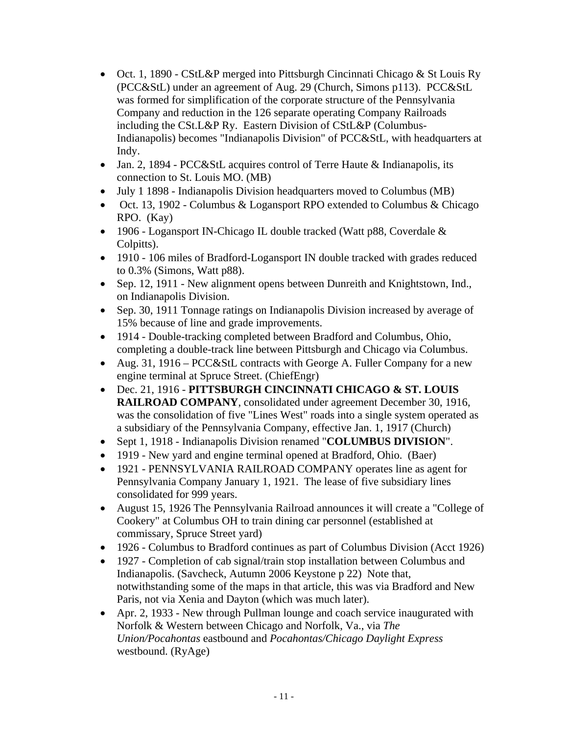- Oct. 1, 1890 - CStL&P merged into Pittsburgh Cincinnati Chicago & St Louis Ry (PCC&StL) under an agreement of Aug. 29 (Church, Simons p113). PCC&StL was formed for simplification of the corporate structure of the Pennsylvania Company and reduction in the 126 separate operating Company Railroads including the CSt.L&P Ry. Eastern Division of CStL&P (Columbus-Indianapolis) becomes "Indianapolis Division" of PCC&StL, with headquarters at Indy.
- Jan. 2, 1894 - PCC&StL acquires control of Terre Haute & Indianapolis, its connection to St. Louis MO. (MB)
- July 1 1898 - Indianapolis Division headquarters moved to Columbus (MB)
- Oct. 13, 1902 - Columbus & Logansport RPO extended to Columbus & Chicago RPO. (Kay)
- 1906 - Logansport IN-Chicago IL double tracked (Watt p88, Coverdale & Colpitts).
- 1910 - 106 miles of Bradford-Logansport IN double tracked with grades reduced to 0.3% (Simons, Watt p88).
- Sep. 12, 1911 - New alignment opens between Dunreith and Knightstown, Ind., on Indianapolis Division.
- Sep. 30, 1911 Tonnage ratings on Indianapolis Division increased by average of 15% because of line and grade improvements.
- 1914 - Double-tracking completed between Bradford and Columbus, Ohio, completing a double-track line between Pittsburgh and Chicago via Columbus.
- Aug. 31, 1916 – PCC&StL contracts with George A. Fuller Company for a new engine terminal at Spruce Street. (ChiefEngr)
- Dec. 21, 1916 - **PITTSBURGH CINCINNATI CHICAGO & ST. LOUIS RAILROAD COMPANY**, consolidated under agreement December 30, 1916, was the consolidation of five "Lines West" roads into a single system operated as a subsidiary of the Pennsylvania Company, effective Jan. 1, 1917 (Church)
- Sept 1, 1918 - Indianapolis Division renamed "**COLUMBUS DIVISION**".
- 1919 - New yard and engine terminal opened at Bradford, Ohio. (Baer)
- 1921 - PENNSYLVANIA RAILROAD COMPANY operates line as agent for Pennsylvania Company January 1, 1921. The lease of five subsidiary lines consolidated for 999 years.
- August 15, 1926 The Pennsylvania Railroad announces it will create a "College of Cookery" at Columbus OH to train dining car personnel (established at commissary, Spruce Street yard)
- 1926 - Columbus to Bradford continues as part of Columbus Division (Acct 1926)
- 1927 - Completion of cab signal/train stop installation between Columbus and Indianapolis. (Savcheck, Autumn 2006 Keystone p 22) Note that, notwithstanding some of the maps in that article, this was via Bradford and New Paris, not via Xenia and Dayton (which was much later).
- Apr. 2, 1933 - New through Pullman lounge and coach service inaugurated with Norfolk & Western between Chicago and Norfolk, Va., via *The Union/Pocahontas* eastbound and *Pocahontas/Chicago Daylight Express* westbound. (RyAge)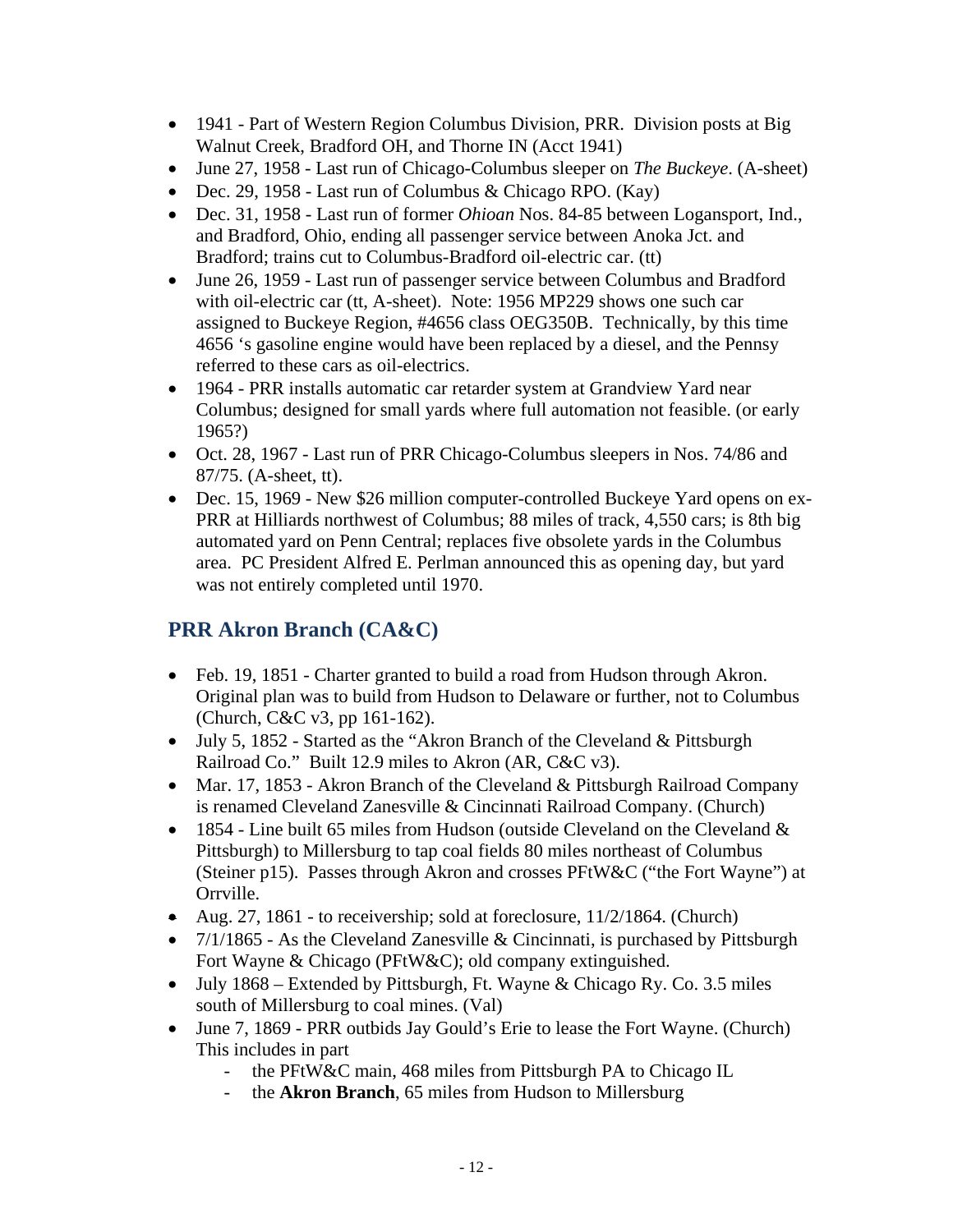- 1941 - Part of Western Region Columbus Division, PRR. Division posts at Big Walnut Creek, Bradford OH, and Thorne IN (Acct 1941)
- June 27, 1958 - Last run of Chicago-Columbus sleeper on *The Buckeye*. (A-sheet)
- Dec. 29, 1958 - Last run of Columbus & Chicago RPO. (Kay)
- Dec. 31, 1958 - Last run of former *Ohioan* Nos. 84-85 between Logansport, Ind., and Bradford, Ohio, ending all passenger service between Anoka Jct. and Bradford; trains cut to Columbus-Bradford oil-electric car. (tt)
- June 26, 1959 - Last run of passenger service between Columbus and Bradford with oil-electric car (tt, A-sheet). Note: 1956 MP229 shows one such car assigned to Buckeye Region, #4656 class OEG350B. Technically, by this time 4656 's gasoline engine would have been replaced by a diesel, and the Pennsy referred to these cars as oil-electrics.
- 1964 - PRR installs automatic car retarder system at Grandview Yard near Columbus; designed for small yards where full automation not feasible. (or early 1965?)
- Oct. 28, 1967 - Last run of PRR Chicago-Columbus sleepers in Nos. 74/86 and 87/75. (A-sheet, tt).
- Dec. 15, 1969 - New $26 million computer-controlled Buckeye Yard opens on ex-PRR at Hilliards northwest of Columbus; 88 miles of track, 4,550 cars; is 8th big automated yard on Penn Central; replaces five obsolete yards in the Columbus area. PC President Alfred E. Perlman announced this as opening day, but yard was not entirely completed until 1970.

## PRR Akron Branch (CA&C)

- Feb. 19, 1851 - Charter granted to build a road from Hudson through Akron. Original plan was to build from Hudson to Delaware or further, not to Columbus (Church, C&C v3, pp 161-162).
- July 5, 1852 - Started as the "Akron Branch of the Cleveland & Pittsburgh Railroad Co." Built 12.9 miles to Akron (AR, C&C v3).
- Mar. 17, 1853 - Akron Branch of the Cleveland & Pittsburgh Railroad Company is renamed Cleveland Zanesville & Cincinnati Railroad Company. (Church)
- 1854 - Line built 65 miles from Hudson (outside Cleveland on the Cleveland & Pittsburgh) to Millersburg to tap coal fields 80 miles northeast of Columbus (Steiner p15). Passes through Akron and crosses PFtW&C ("the Fort Wayne") at Orrville.
- Aug. 27, 1861 - to receivership; sold at foreclosure, 11/2/1864. (Church)
- 7/1/1865 - As the Cleveland Zanesville & Cincinnati, is purchased by Pittsburgh Fort Wayne & Chicago (PFtW&C); old company extinguished.
- July 1868 – Extended by Pittsburgh, Ft. Wayne & Chicago Ry. Co. 3.5 miles south of Millersburg to coal mines. (Val)
- June 7, 1869 - PRR outbids Jay Gould's Erie to lease the Fort Wayne. (Church) This includes in part
    - the PFtW&C main, 468 miles from Pittsburgh PA to Chicago IL
    - the **Akron Branch**, 65 miles from Hudson to Millersburg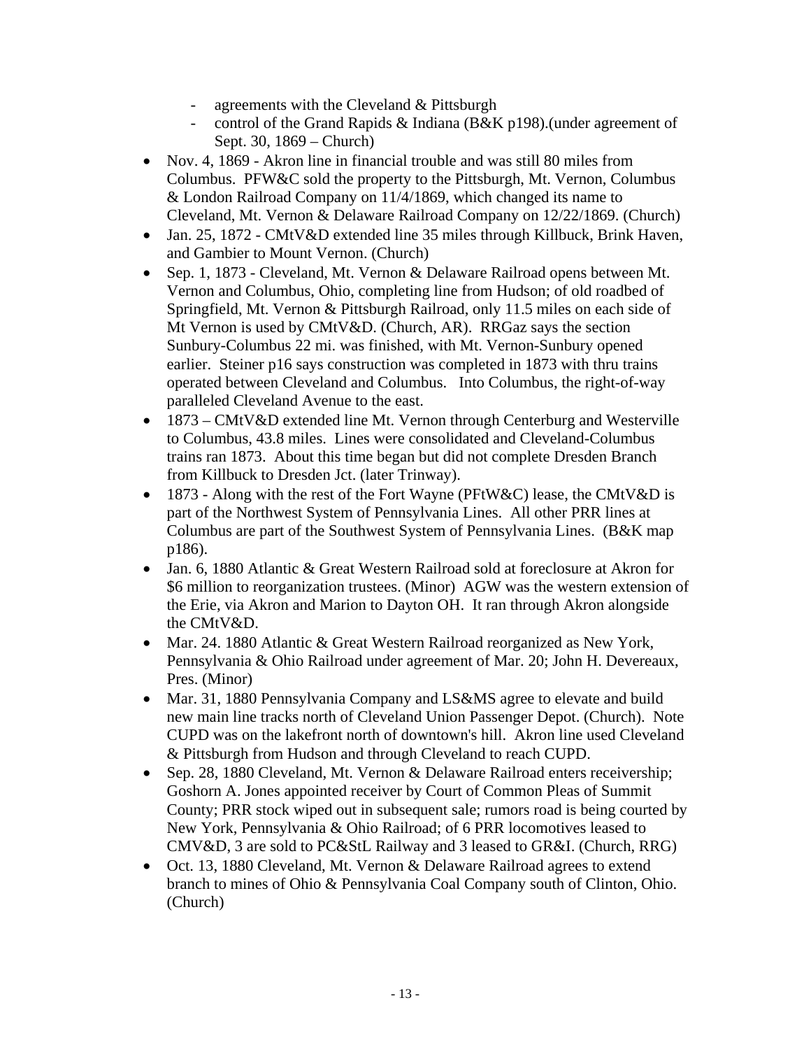- agreements with the Cleveland & Pittsburgh
    - control of the Grand Rapids & Indiana (B&K p198).(under agreement of Sept. 30, 1869 – Church)
- Nov. 4, 1869 - Akron line in financial trouble and was still 80 miles from Columbus. PFW&C sold the property to the Pittsburgh, Mt. Vernon, Columbus & London Railroad Company on 11/4/1869, which changed its name to Cleveland, Mt. Vernon & Delaware Railroad Company on 12/22/1869. (Church)
- Jan. 25, 1872 - CMtV&D extended line 35 miles through Killbuck, Brink Haven, and Gambier to Mount Vernon. (Church)
- Sep. 1, 1873 - Cleveland, Mt. Vernon & Delaware Railroad opens between Mt. Vernon and Columbus, Ohio, completing line from Hudson; of old roadbed of Springfield, Mt. Vernon & Pittsburgh Railroad, only 11.5 miles on each side of Mt Vernon is used by CMtV&D. (Church, AR). RRGaz says the section Sunbury-Columbus 22 mi. was finished, with Mt. Vernon-Sunbury opened earlier. Steiner p16 says construction was completed in 1873 with thru trains operated between Cleveland and Columbus. Into Columbus, the right-of-way paralleled Cleveland Avenue to the east.
- 1873 – CMtV&D extended line Mt. Vernon through Centerburg and Westerville to Columbus, 43.8 miles. Lines were consolidated and Cleveland-Columbus trains ran 1873. About this time began but did not complete Dresden Branch from Killbuck to Dresden Jct. (later Trinway).
- 1873 - Along with the rest of the Fort Wayne (PFtW&C) lease, the CMtV&D is part of the Northwest System of Pennsylvania Lines. All other PRR lines at Columbus are part of the Southwest System of Pennsylvania Lines. (B&K map p186).
- Jan. 6, 1880 Atlantic & Great Western Railroad sold at foreclosure at Akron for $6 million to reorganization trustees. (Minor) AGW was the western extension of the Erie, via Akron and Marion to Dayton OH. It ran through Akron alongside the CMtV&D.
- Mar. 24. 1880 Atlantic & Great Western Railroad reorganized as New York, Pennsylvania & Ohio Railroad under agreement of Mar. 20; John H. Devereaux, Pres. (Minor)
- Mar. 31, 1880 Pennsylvania Company and LS&MS agree to elevate and build new main line tracks north of Cleveland Union Passenger Depot. (Church). Note CUPD was on the lakefront north of downtown's hill. Akron line used Cleveland & Pittsburgh from Hudson and through Cleveland to reach CUPD.
- Sep. 28, 1880 Cleveland, Mt. Vernon & Delaware Railroad enters receivership; Goshorn A. Jones appointed receiver by Court of Common Pleas of Summit County; PRR stock wiped out in subsequent sale; rumors road is being courted by New York, Pennsylvania & Ohio Railroad; of 6 PRR locomotives leased to CMV&D, 3 are sold to PC&StL Railway and 3 leased to GR&I. (Church, RRG)
- Oct. 13, 1880 Cleveland, Mt. Vernon & Delaware Railroad agrees to extend branch to mines of Ohio & Pennsylvania Coal Company south of Clinton, Ohio. (Church)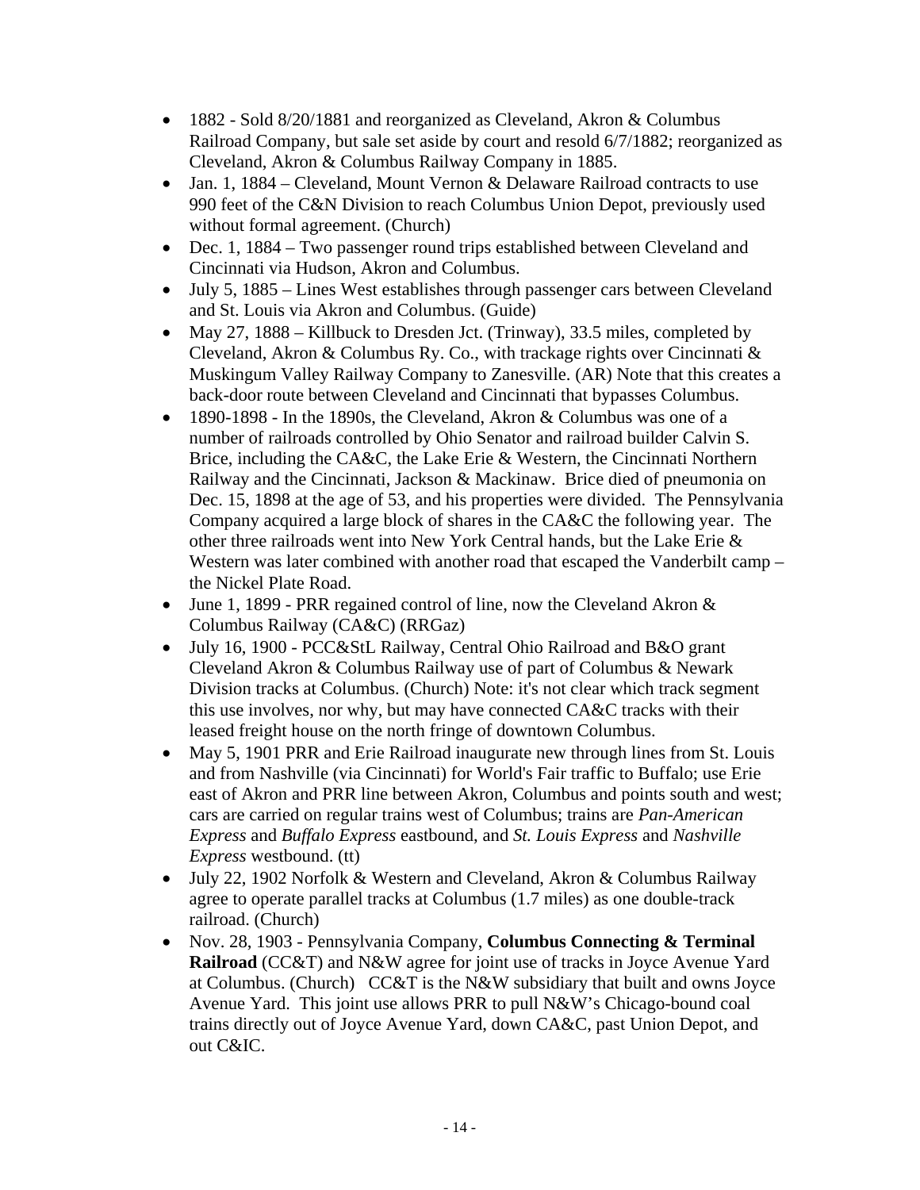- 1882 - Sold 8/20/1881 and reorganized as Cleveland, Akron & Columbus Railroad Company, but sale set aside by court and resold 6/7/1882; reorganized as Cleveland, Akron & Columbus Railway Company in 1885.
- Jan. 1, 1884 – Cleveland, Mount Vernon & Delaware Railroad contracts to use 990 feet of the C&N Division to reach Columbus Union Depot, previously used without formal agreement. (Church)
- Dec. 1, 1884 – Two passenger round trips established between Cleveland and Cincinnati via Hudson, Akron and Columbus.
- July 5, 1885 – Lines West establishes through passenger cars between Cleveland and St. Louis via Akron and Columbus. (Guide)
- May 27, 1888 – Killbuck to Dresden Jct. (Trinway), 33.5 miles, completed by Cleveland, Akron & Columbus Ry. Co., with trackage rights over Cincinnati & Muskingum Valley Railway Company to Zanesville. (AR) Note that this creates a back-door route between Cleveland and Cincinnati that bypasses Columbus.
- 1890-1898 - In the 1890s, the Cleveland, Akron & Columbus was one of a number of railroads controlled by Ohio Senator and railroad builder Calvin S. Brice, including the CA&C, the Lake Erie & Western, the Cincinnati Northern Railway and the Cincinnati, Jackson & Mackinaw. Brice died of pneumonia on Dec. 15, 1898 at the age of 53, and his properties were divided. The Pennsylvania Company acquired a large block of shares in the CA&C the following year. The other three railroads went into New York Central hands, but the Lake Erie & Western was later combined with another road that escaped the Vanderbilt camp – the Nickel Plate Road.
- June 1, 1899 - PRR regained control of line, now the Cleveland Akron & Columbus Railway (CA&C) (RRGaz)
- July 16, 1900 - PCC&StL Railway, Central Ohio Railroad and B&O grant Cleveland Akron & Columbus Railway use of part of Columbus & Newark Division tracks at Columbus. (Church) Note: it's not clear which track segment this use involves, nor why, but may have connected CA&C tracks with their leased freight house on the north fringe of downtown Columbus.
- May 5, 1901 PRR and Erie Railroad inaugurate new through lines from St. Louis and from Nashville (via Cincinnati) for World's Fair traffic to Buffalo; use Erie east of Akron and PRR line between Akron, Columbus and points south and west; cars are carried on regular trains west of Columbus; trains are *Pan-American Express* and *Buffalo Express* eastbound, and *St. Louis Express* and *Nashville Express* westbound. (tt)
- July 22, 1902 Norfolk & Western and Cleveland, Akron & Columbus Railway agree to operate parallel tracks at Columbus (1.7 miles) as one double-track railroad. (Church)
- Nov. 28, 1903 - Pennsylvania Company, **Columbus Connecting & Terminal Railroad** (CC&T) and N&W agree for joint use of tracks in Joyce Avenue Yard at Columbus. (Church) CC&T is the N&W subsidiary that built and owns Joyce Avenue Yard. This joint use allows PRR to pull N&W's Chicago-bound coal trains directly out of Joyce Avenue Yard, down CA&C, past Union Depot, and out C&IC.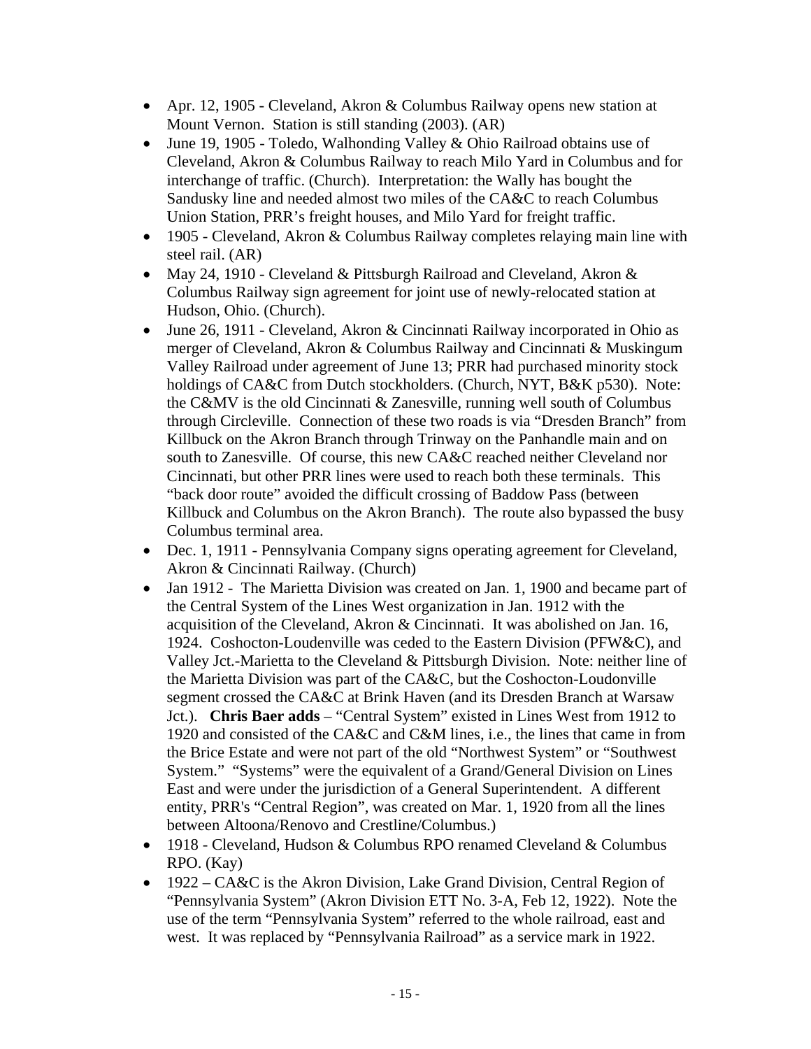- Apr. 12, 1905 - Cleveland, Akron & Columbus Railway opens new station at Mount Vernon. Station is still standing (2003). (AR)
- June 19, 1905 - Toledo, Walhonding Valley & Ohio Railroad obtains use of Cleveland, Akron & Columbus Railway to reach Milo Yard in Columbus and for interchange of traffic. (Church). Interpretation: the Wally has bought the Sandusky line and needed almost two miles of the CA&C to reach Columbus Union Station, PRR's freight houses, and Milo Yard for freight traffic.
- 1905 - Cleveland, Akron & Columbus Railway completes relaying main line with steel rail. (AR)
- May 24, 1910 - Cleveland & Pittsburgh Railroad and Cleveland, Akron & Columbus Railway sign agreement for joint use of newly-relocated station at Hudson, Ohio. (Church).
- June 26, 1911 - Cleveland, Akron & Cincinnati Railway incorporated in Ohio as merger of Cleveland, Akron & Columbus Railway and Cincinnati & Muskingum Valley Railroad under agreement of June 13; PRR had purchased minority stock holdings of CA&C from Dutch stockholders. (Church, NYT, B&K p530). Note: the C&MV is the old Cincinnati & Zanesville, running well south of Columbus through Circleville. Connection of these two roads is via "Dresden Branch" from Killbuck on the Akron Branch through Trinway on the Panhandle main and on south to Zanesville. Of course, this new CA&C reached neither Cleveland nor Cincinnati, but other PRR lines were used to reach both these terminals. This "back door route" avoided the difficult crossing of Baddow Pass (between Killbuck and Columbus on the Akron Branch). The route also bypassed the busy Columbus terminal area.
- Dec. 1, 1911 - Pennsylvania Company signs operating agreement for Cleveland, Akron & Cincinnati Railway. (Church)
- Jan 1912 - The Marietta Division was created on Jan. 1, 1900 and became part of the Central System of the Lines West organization in Jan. 1912 with the acquisition of the Cleveland, Akron & Cincinnati. It was abolished on Jan. 16, 1924. Coshocton-Loudenville was ceded to the Eastern Division (PFW&C), and Valley Jct.-Marietta to the Cleveland & Pittsburgh Division. Note: neither line of the Marietta Division was part of the CA&C, but the Coshocton-Loudonville segment crossed the CA&C at Brink Haven (and its Dresden Branch at Warsaw Jct.). **Chris Baer adds** – "Central System" existed in Lines West from 1912 to 1920 and consisted of the CA&C and C&M lines, i.e., the lines that came in from the Brice Estate and were not part of the old "Northwest System" or "Southwest System." "Systems" were the equivalent of a Grand/General Division on Lines East and were under the jurisdiction of a General Superintendent. A different entity, PRR's "Central Region", was created on Mar. 1, 1920 from all the lines between Altoona/Renovo and Crestline/Columbus.)
- 1918 - Cleveland, Hudson & Columbus RPO renamed Cleveland & Columbus RPO. (Kay)
- 1922 – CA&C is the Akron Division, Lake Grand Division, Central Region of "Pennsylvania System" (Akron Division ETT No. 3-A, Feb 12, 1922). Note the use of the term "Pennsylvania System" referred to the whole railroad, east and west. It was replaced by "Pennsylvania Railroad" as a service mark in 1922.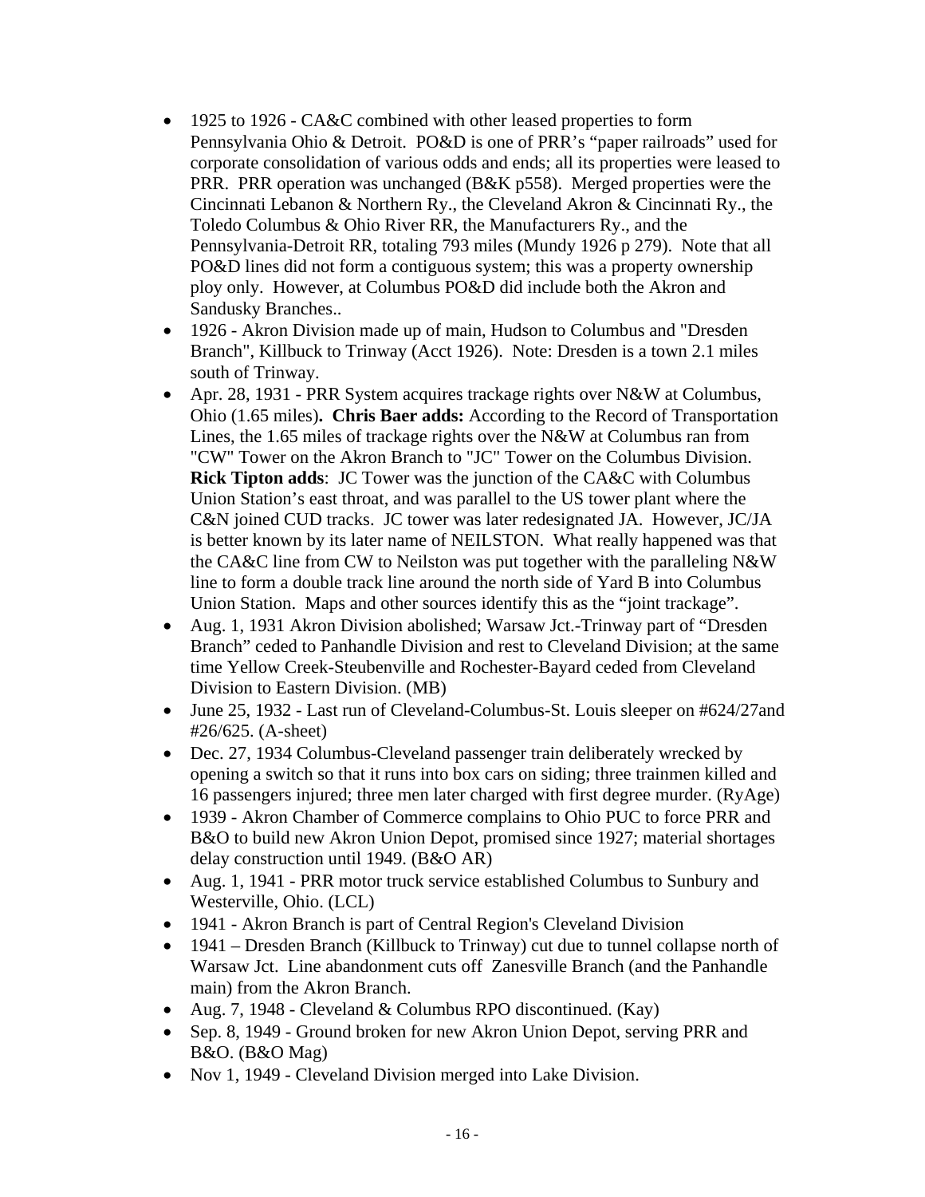- 1925 to 1926 - CA&C combined with other leased properties to form Pennsylvania Ohio & Detroit. PO&D is one of PRR's "paper railroads" used for corporate consolidation of various odds and ends; all its properties were leased to PRR. PRR operation was unchanged (B&K p558). Merged properties were the Cincinnati Lebanon & Northern Ry., the Cleveland Akron & Cincinnati Ry., the Toledo Columbus & Ohio River RR, the Manufacturers Ry., and the Pennsylvania-Detroit RR, totaling 793 miles (Mundy 1926 p 279). Note that all PO&D lines did not form a contiguous system; this was a property ownership ploy only. However, at Columbus PO&D did include both the Akron and Sandusky Branches..
- 1926 - Akron Division made up of main, Hudson to Columbus and "Dresden Branch", Killbuck to Trinway (Acct 1926). Note: Dresden is a town 2.1 miles south of Trinway.
- Apr. 28, 1931 - PRR System acquires trackage rights over N&W at Columbus, Ohio (1.65 miles)**. Chris Baer adds:** According to the Record of Transportation Lines, the 1.65 miles of trackage rights over the N&W at Columbus ran from "CW" Tower on the Akron Branch to "JC" Tower on the Columbus Division. **Rick Tipton adds**: JC Tower was the junction of the CA&C with Columbus Union Station's east throat, and was parallel to the US tower plant where the C&N joined CUD tracks. JC tower was later redesignated JA. However, JC/JA is better known by its later name of NEILSTON. What really happened was that the CA&C line from CW to Neilston was put together with the paralleling N&W line to form a double track line around the north side of Yard B into Columbus Union Station. Maps and other sources identify this as the "joint trackage".
- Aug. 1, 1931 Akron Division abolished; Warsaw Jct.-Trinway part of "Dresden Branch" ceded to Panhandle Division and rest to Cleveland Division; at the same time Yellow Creek-Steubenville and Rochester-Bayard ceded from Cleveland Division to Eastern Division. (MB)
- June 25, 1932 - Last run of Cleveland-Columbus-St. Louis sleeper on #624/27and #26/625. (A-sheet)
- Dec. 27, 1934 Columbus-Cleveland passenger train deliberately wrecked by opening a switch so that it runs into box cars on siding; three trainmen killed and 16 passengers injured; three men later charged with first degree murder. (RyAge)
- 1939 - Akron Chamber of Commerce complains to Ohio PUC to force PRR and B&O to build new Akron Union Depot, promised since 1927; material shortages delay construction until 1949. (B&O AR)
- Aug. 1, 1941 - PRR motor truck service established Columbus to Sunbury and Westerville, Ohio. (LCL)
- 1941 - Akron Branch is part of Central Region's Cleveland Division
- 1941 – Dresden Branch (Killbuck to Trinway) cut due to tunnel collapse north of Warsaw Jct. Line abandonment cuts off Zanesville Branch (and the Panhandle main) from the Akron Branch.
- Aug. 7, 1948 - Cleveland & Columbus RPO discontinued. (Kay)
- Sep. 8, 1949 - Ground broken for new Akron Union Depot, serving PRR and B&O. (B&O Mag)
- Nov 1, 1949 - Cleveland Division merged into Lake Division.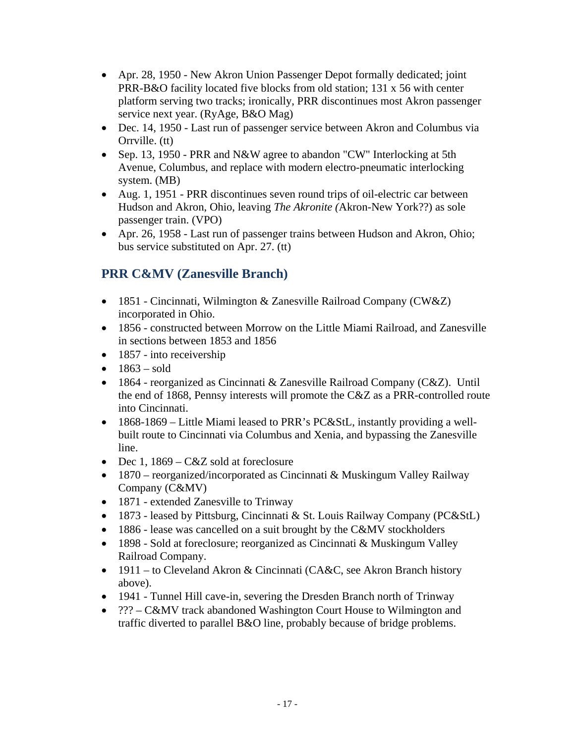- Apr. 28, 1950 - New Akron Union Passenger Depot formally dedicated; joint PRR-B&O facility located five blocks from old station; 131 x 56 with center platform serving two tracks; ironically, PRR discontinues most Akron passenger service next year. (RyAge, B&O Mag)
- Dec. 14, 1950 - Last run of passenger service between Akron and Columbus via Orrville. (tt)
- Sep. 13, 1950 - PRR and N&W agree to abandon "CW" Interlocking at 5th Avenue, Columbus, and replace with modern electro-pneumatic interlocking system. (MB)
- Aug. 1, 1951 - PRR discontinues seven round trips of oil-electric car between Hudson and Akron, Ohio, leaving *The Akronite (*Akron-New York??) as sole passenger train. (VPO)
- Apr. 26, 1958 - Last run of passenger trains between Hudson and Akron, Ohio; bus service substituted on Apr. 27. (tt)

## PRR C&MV (Zanesville Branch)

- 1851 - Cincinnati, Wilmington & Zanesville Railroad Company (CW&Z) incorporated in Ohio.
- 1856 - constructed between Morrow on the Little Miami Railroad, and Zanesville in sections between 1853 and 1856
- 1857 - into receivership
- 1863 – sold
- 1864 - reorganized as Cincinnati & Zanesville Railroad Company (C&Z). Until the end of 1868, Pennsy interests will promote the C&Z as a PRR-controlled route into Cincinnati.
- 1868-1869 – Little Miami leased to PRR's PC&StL, instantly providing a well-built route to Cincinnati via Columbus and Xenia, and bypassing the Zanesville line.
- Dec 1, 1869 – C&Z sold at foreclosure
- 1870 – reorganized/incorporated as Cincinnati & Muskingum Valley Railway Company (C&MV)
- 1871 - extended Zanesville to Trinway
- 1873 - leased by Pittsburg, Cincinnati & St. Louis Railway Company (PC&StL)
- 1886 - lease was cancelled on a suit brought by the C&MV stockholders
- 1898 - Sold at foreclosure; reorganized as Cincinnati & Muskingum Valley Railroad Company.
- 1911 – to Cleveland Akron & Cincinnati (CA&C, see Akron Branch history above).
- 1941 - Tunnel Hill cave-in, severing the Dresden Branch north of Trinway
- ??? – C&MV track abandoned Washington Court House to Wilmington and traffic diverted to parallel B&O line, probably because of bridge problems.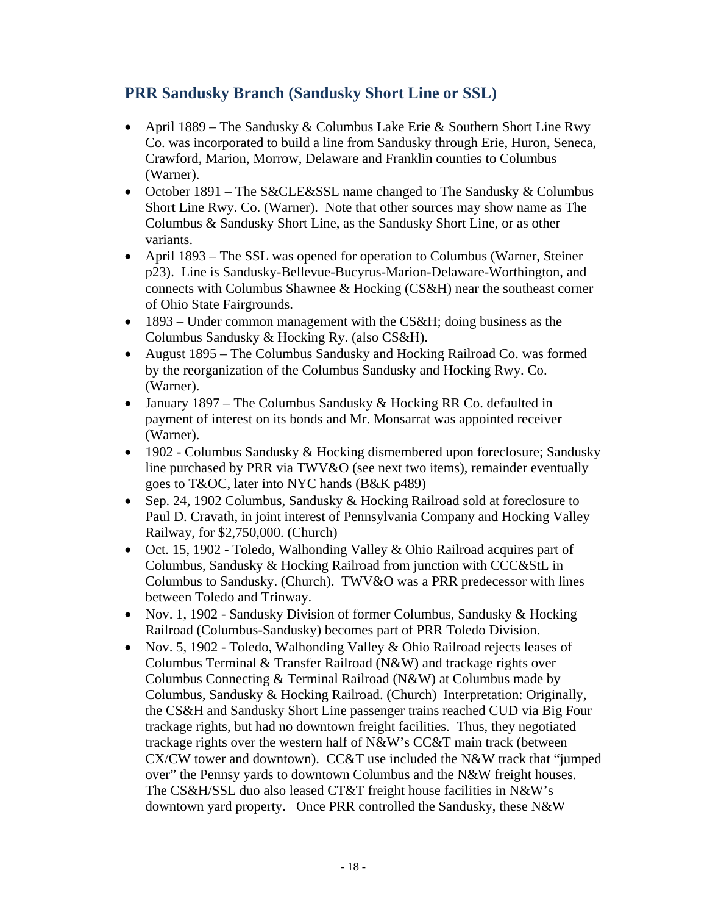## PRR Sandusky Branch (Sandusky Short Line or SSL)

- April 1889 – The Sandusky & Columbus Lake Erie & Southern Short Line Rwy Co. was incorporated to build a line from Sandusky through Erie, Huron, Seneca, Crawford, Marion, Morrow, Delaware and Franklin counties to Columbus (Warner).
- October 1891 – The S&CLE&SSL name changed to The Sandusky & Columbus Short Line Rwy. Co. (Warner). Note that other sources may show name as The Columbus & Sandusky Short Line, as the Sandusky Short Line, or as other variants.
- April 1893 – The SSL was opened for operation to Columbus (Warner, Steiner p23). Line is Sandusky-Bellevue-Bucyrus-Marion-Delaware-Worthington, and connects with Columbus Shawnee & Hocking (CS&H) near the southeast corner of Ohio State Fairgrounds.
- 1893 – Under common management with the CS&H; doing business as the Columbus Sandusky & Hocking Ry. (also CS&H).
- August 1895 – The Columbus Sandusky and Hocking Railroad Co. was formed by the reorganization of the Columbus Sandusky and Hocking Rwy. Co. (Warner).
- January 1897 – The Columbus Sandusky & Hocking RR Co. defaulted in payment of interest on its bonds and Mr. Monsarrat was appointed receiver (Warner).
- 1902 - Columbus Sandusky & Hocking dismembered upon foreclosure; Sandusky line purchased by PRR via TWV&O (see next two items), remainder eventually goes to T&OC, later into NYC hands (B&K p489)
- Sep. 24, 1902 Columbus, Sandusky & Hocking Railroad sold at foreclosure to Paul D. Cravath, in joint interest of Pennsylvania Company and Hocking Valley Railway, for $2,750,000. (Church)
- Oct. 15, 1902 - Toledo, Walhonding Valley & Ohio Railroad acquires part of Columbus, Sandusky & Hocking Railroad from junction with CCC&StL in Columbus to Sandusky. (Church). TWV&O was a PRR predecessor with lines between Toledo and Trinway.
- Nov. 1, 1902 - Sandusky Division of former Columbus, Sandusky & Hocking Railroad (Columbus-Sandusky) becomes part of PRR Toledo Division.
- Nov. 5, 1902 - Toledo, Walhonding Valley & Ohio Railroad rejects leases of Columbus Terminal & Transfer Railroad (N&W) and trackage rights over Columbus Connecting & Terminal Railroad (N&W) at Columbus made by Columbus, Sandusky & Hocking Railroad. (Church) Interpretation: Originally, the CS&H and Sandusky Short Line passenger trains reached CUD via Big Four trackage rights, but had no downtown freight facilities. Thus, they negotiated trackage rights over the western half of N&W's CC&T main track (between CX/CW tower and downtown). CC&T use included the N&W track that "jumped over" the Pennsy yards to downtown Columbus and the N&W freight houses. The CS&H/SSL duo also leased CT&T freight house facilities in N&W's downtown yard property. Once PRR controlled the Sandusky, these N&W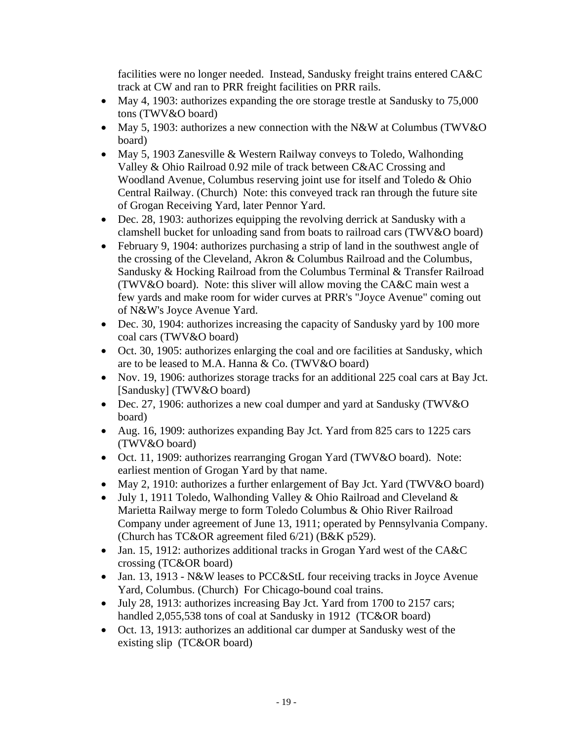facilities were no longer needed. Instead, Sandusky freight trains entered CA&C track at CW and ran to PRR freight facilities on PRR rails.

- May 4, 1903: authorizes expanding the ore storage trestle at Sandusky to 75,000 tons (TWV&O board)
- May 5, 1903: authorizes a new connection with the N&W at Columbus (TWV&O board)
- May 5, 1903 Zanesville & Western Railway conveys to Toledo, Walhonding Valley & Ohio Railroad 0.92 mile of track between C&AC Crossing and Woodland Avenue, Columbus reserving joint use for itself and Toledo & Ohio Central Railway. (Church) Note: this conveyed track ran through the future site of Grogan Receiving Yard, later Pennor Yard.
- Dec. 28, 1903: authorizes equipping the revolving derrick at Sandusky with a clamshell bucket for unloading sand from boats to railroad cars (TWV&O board)
- February 9, 1904: authorizes purchasing a strip of land in the southwest angle of the crossing of the Cleveland, Akron & Columbus Railroad and the Columbus, Sandusky & Hocking Railroad from the Columbus Terminal & Transfer Railroad (TWV&O board). Note: this sliver will allow moving the CA&C main west a few yards and make room for wider curves at PRR's "Joyce Avenue" coming out of N&W's Joyce Avenue Yard.
- Dec. 30, 1904: authorizes increasing the capacity of Sandusky yard by 100 more coal cars (TWV&O board)
- Oct. 30, 1905: authorizes enlarging the coal and ore facilities at Sandusky, which are to be leased to M.A. Hanna & Co. (TWV&O board)
- Nov. 19, 1906: authorizes storage tracks for an additional 225 coal cars at Bay Jct. [Sandusky] (TWV&O board)
- Dec. 27, 1906: authorizes a new coal dumper and yard at Sandusky (TWV&O board)
- Aug. 16, 1909: authorizes expanding Bay Jct. Yard from 825 cars to 1225 cars (TWV&O board)
- Oct. 11, 1909: authorizes rearranging Grogan Yard (TWV&O board). Note: earliest mention of Grogan Yard by that name.
- May 2, 1910: authorizes a further enlargement of Bay Jct. Yard (TWV&O board)
- July 1, 1911 Toledo, Walhonding Valley & Ohio Railroad and Cleveland & Marietta Railway merge to form Toledo Columbus & Ohio River Railroad Company under agreement of June 13, 1911; operated by Pennsylvania Company. (Church has TC&OR agreement filed 6/21) (B&K p529).
- Jan. 15, 1912: authorizes additional tracks in Grogan Yard west of the CA&C crossing (TC&OR board)
- Jan. 13, 1913 - N&W leases to PCC&StL four receiving tracks in Joyce Avenue Yard, Columbus. (Church) For Chicago-bound coal trains.
- July 28, 1913: authorizes increasing Bay Jct. Yard from 1700 to 2157 cars; handled 2,055,538 tons of coal at Sandusky in 1912 (TC&OR board)
- Oct. 13, 1913: authorizes an additional car dumper at Sandusky west of the existing slip (TC&OR board)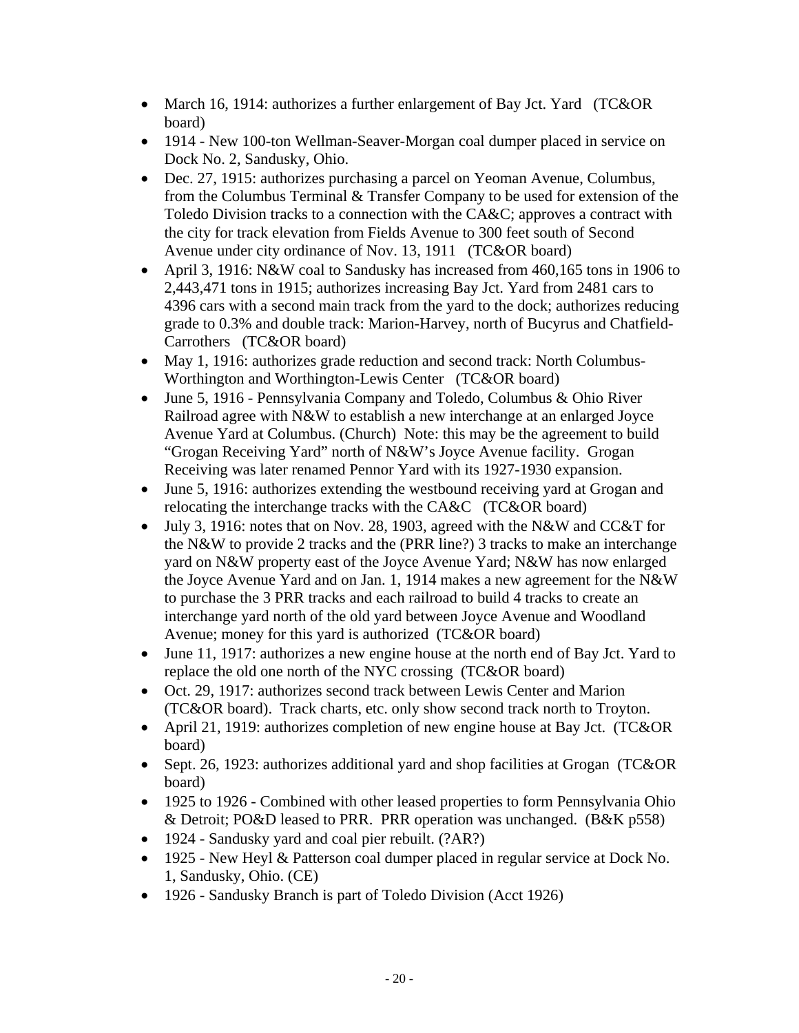- March 16, 1914: authorizes a further enlargement of Bay Jct. Yard (TC&OR board)
- 1914 - New 100-ton Wellman-Seaver-Morgan coal dumper placed in service on Dock No. 2, Sandusky, Ohio.
- Dec. 27, 1915: authorizes purchasing a parcel on Yeoman Avenue, Columbus, from the Columbus Terminal & Transfer Company to be used for extension of the Toledo Division tracks to a connection with the CA&C; approves a contract with the city for track elevation from Fields Avenue to 300 feet south of Second Avenue under city ordinance of Nov. 13, 1911 (TC&OR board)
- April 3, 1916: N&W coal to Sandusky has increased from 460,165 tons in 1906 to 2,443,471 tons in 1915; authorizes increasing Bay Jct. Yard from 2481 cars to 4396 cars with a second main track from the yard to the dock; authorizes reducing grade to 0.3% and double track: Marion-Harvey, north of Bucyrus and Chatfield-Carrothers (TC&OR board)
- May 1, 1916: authorizes grade reduction and second track: North Columbus-Worthington and Worthington-Lewis Center (TC&OR board)
- June 5, 1916 - Pennsylvania Company and Toledo, Columbus & Ohio River Railroad agree with N&W to establish a new interchange at an enlarged Joyce Avenue Yard at Columbus. (Church) Note: this may be the agreement to build "Grogan Receiving Yard" north of N&W's Joyce Avenue facility. Grogan Receiving was later renamed Pennor Yard with its 1927-1930 expansion.
- June 5, 1916: authorizes extending the westbound receiving yard at Grogan and relocating the interchange tracks with the CA&C (TC&OR board)
- July 3, 1916: notes that on Nov. 28, 1903, agreed with the N&W and CC&T for the N&W to provide 2 tracks and the (PRR line?) 3 tracks to make an interchange yard on N&W property east of the Joyce Avenue Yard; N&W has now enlarged the Joyce Avenue Yard and on Jan. 1, 1914 makes a new agreement for the N&W to purchase the 3 PRR tracks and each railroad to build 4 tracks to create an interchange yard north of the old yard between Joyce Avenue and Woodland Avenue; money for this yard is authorized (TC&OR board)
- June 11, 1917: authorizes a new engine house at the north end of Bay Jct. Yard to replace the old one north of the NYC crossing (TC&OR board)
- Oct. 29, 1917: authorizes second track between Lewis Center and Marion (TC&OR board). Track charts, etc. only show second track north to Troyton.
- April 21, 1919: authorizes completion of new engine house at Bay Jct. (TC&OR board)
- Sept. 26, 1923: authorizes additional yard and shop facilities at Grogan (TC&OR board)
- 1925 to 1926 - Combined with other leased properties to form Pennsylvania Ohio & Detroit; PO&D leased to PRR. PRR operation was unchanged. (B&K p558)
- 1924 - Sandusky yard and coal pier rebuilt. (?AR?)
- 1925 - New Heyl & Patterson coal dumper placed in regular service at Dock No. 1, Sandusky, Ohio. (CE)
- 1926 - Sandusky Branch is part of Toledo Division (Acct 1926)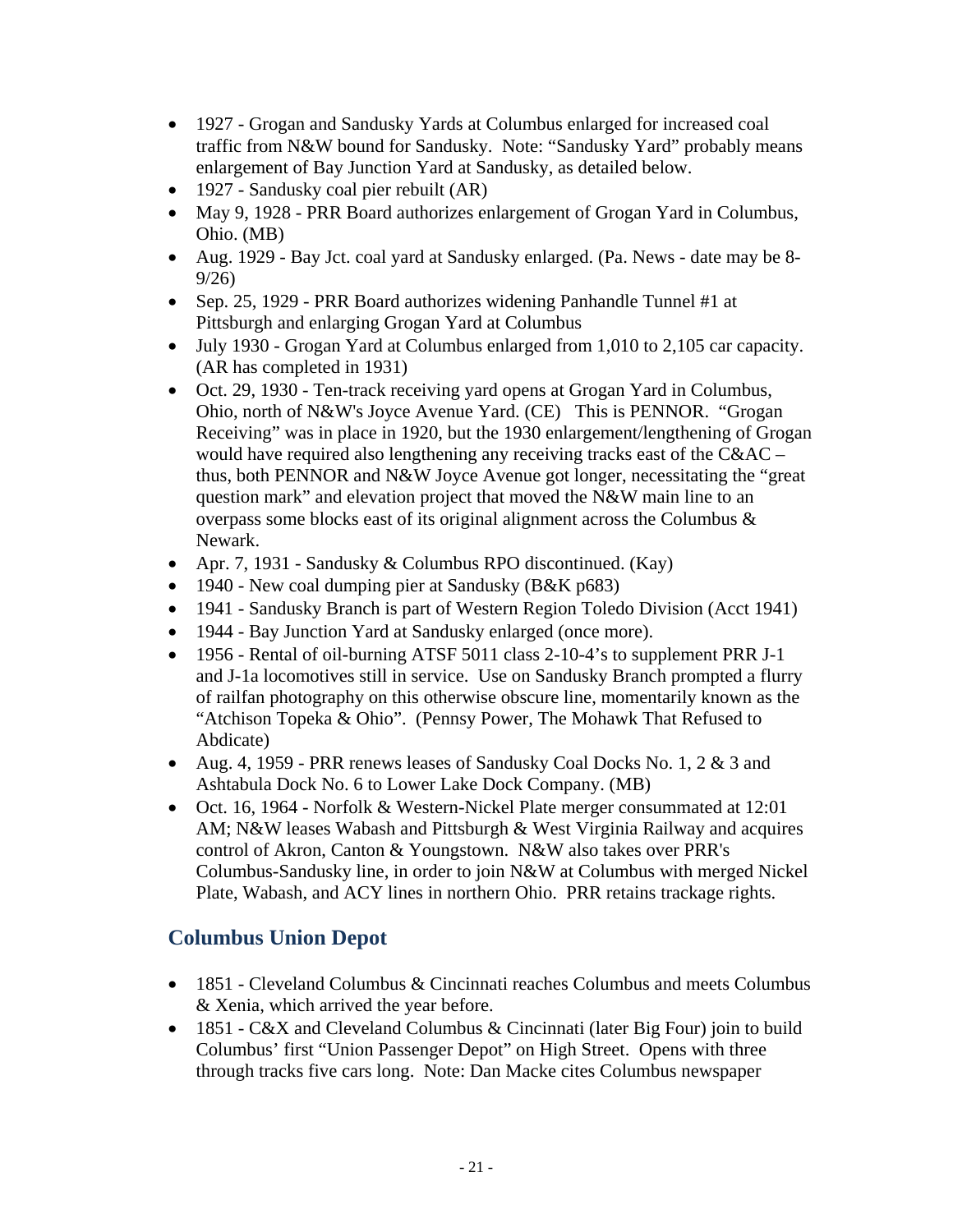- 1927 - Grogan and Sandusky Yards at Columbus enlarged for increased coal traffic from N&W bound for Sandusky. Note: "Sandusky Yard" probably means enlargement of Bay Junction Yard at Sandusky, as detailed below.
- 1927 - Sandusky coal pier rebuilt (AR)
- May 9, 1928 - PRR Board authorizes enlargement of Grogan Yard in Columbus, Ohio. (MB)
- Aug. 1929 - Bay Jct. coal yard at Sandusky enlarged. (Pa. News - date may be 8-9/26)
- Sep. 25, 1929 - PRR Board authorizes widening Panhandle Tunnel #1 at Pittsburgh and enlarging Grogan Yard at Columbus
- July 1930 - Grogan Yard at Columbus enlarged from 1,010 to 2,105 car capacity. (AR has completed in 1931)
- Oct. 29, 1930 - Ten-track receiving yard opens at Grogan Yard in Columbus, Ohio, north of N&W's Joyce Avenue Yard. (CE) This is PENNOR. "Grogan Receiving" was in place in 1920, but the 1930 enlargement/lengthening of Grogan would have required also lengthening any receiving tracks east of the C&AC – thus, both PENNOR and N&W Joyce Avenue got longer, necessitating the "great question mark" and elevation project that moved the N&W main line to an overpass some blocks east of its original alignment across the Columbus & Newark.
- Apr. 7, 1931 - Sandusky & Columbus RPO discontinued. (Kay)
- 1940 - New coal dumping pier at Sandusky (B&K p683)
- 1941 - Sandusky Branch is part of Western Region Toledo Division (Acct 1941)
- 1944 - Bay Junction Yard at Sandusky enlarged (once more).
- 1956 - Rental of oil-burning ATSF 5011 class 2-10-4's to supplement PRR J-1 and J-1a locomotives still in service. Use on Sandusky Branch prompted a flurry of railfan photography on this otherwise obscure line, momentarily known as the "Atchison Topeka & Ohio". (Pennsy Power, The Mohawk That Refused to Abdicate)
- Aug. 4, 1959 - PRR renews leases of Sandusky Coal Docks No. 1, 2 & 3 and Ashtabula Dock No. 6 to Lower Lake Dock Company. (MB)
- Oct. 16, 1964 - Norfolk & Western-Nickel Plate merger consummated at 12:01 AM; N&W leases Wabash and Pittsburgh & West Virginia Railway and acquires control of Akron, Canton & Youngstown. N&W also takes over PRR's Columbus-Sandusky line, in order to join N&W at Columbus with merged Nickel Plate, Wabash, and ACY lines in northern Ohio. PRR retains trackage rights.

## Columbus Union Depot

- 1851 - Cleveland Columbus & Cincinnati reaches Columbus and meets Columbus & Xenia, which arrived the year before.
- 1851 - C&X and Cleveland Columbus & Cincinnati (later Big Four) join to build Columbus' first "Union Passenger Depot" on High Street. Opens with three through tracks five cars long. Note: Dan Macke cites Columbus newspaper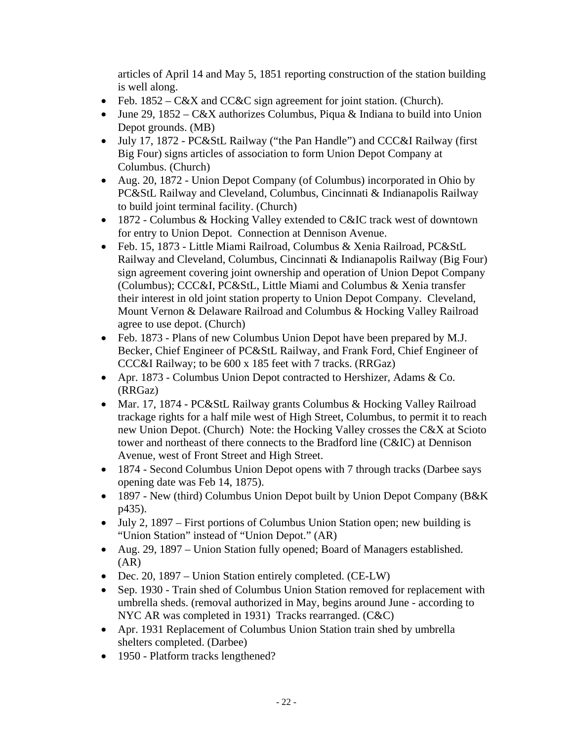articles of April 14 and May 5, 1851 reporting construction of the station building is well along.

- Feb. 1852 – C&X and CC&C sign agreement for joint station. (Church).
- June 29, 1852 – C&X authorizes Columbus, Piqua & Indiana to build into Union Depot grounds. (MB)
- July 17, 1872 - PC&StL Railway ("the Pan Handle") and CCC&I Railway (first Big Four) signs articles of association to form Union Depot Company at Columbus. (Church)
- Aug. 20, 1872 - Union Depot Company (of Columbus) incorporated in Ohio by PC&StL Railway and Cleveland, Columbus, Cincinnati & Indianapolis Railway to build joint terminal facility. (Church)
- 1872 - Columbus & Hocking Valley extended to C&IC track west of downtown for entry to Union Depot. Connection at Dennison Avenue.
- Feb. 15, 1873 - Little Miami Railroad, Columbus & Xenia Railroad, PC&StL Railway and Cleveland, Columbus, Cincinnati & Indianapolis Railway (Big Four) sign agreement covering joint ownership and operation of Union Depot Company (Columbus); CCC&I, PC&StL, Little Miami and Columbus & Xenia transfer their interest in old joint station property to Union Depot Company. Cleveland, Mount Vernon & Delaware Railroad and Columbus & Hocking Valley Railroad agree to use depot. (Church)
- Feb. 1873 - Plans of new Columbus Union Depot have been prepared by M.J. Becker, Chief Engineer of PC&StL Railway, and Frank Ford, Chief Engineer of CCC&I Railway; to be 600 x 185 feet with 7 tracks. (RRGaz)
- Apr. 1873 - Columbus Union Depot contracted to Hershizer, Adams & Co. (RRGaz)
- Mar. 17, 1874 - PC&StL Railway grants Columbus & Hocking Valley Railroad trackage rights for a half mile west of High Street, Columbus, to permit it to reach new Union Depot. (Church) Note: the Hocking Valley crosses the C&X at Scioto tower and northeast of there connects to the Bradford line (C&IC) at Dennison Avenue, west of Front Street and High Street.
- 1874 - Second Columbus Union Depot opens with 7 through tracks (Darbee says opening date was Feb 14, 1875).
- 1897 - New (third) Columbus Union Depot built by Union Depot Company (B&K p435).
- July 2, 1897 – First portions of Columbus Union Station open; new building is "Union Station" instead of "Union Depot." (AR)
- Aug. 29, 1897 – Union Station fully opened; Board of Managers established. (AR)
- Dec. 20, 1897 – Union Station entirely completed. (CE-LW)
- Sep. 1930 - Train shed of Columbus Union Station removed for replacement with umbrella sheds. (removal authorized in May, begins around June - according to NYC AR was completed in 1931) Tracks rearranged. (C&C)
- Apr. 1931 Replacement of Columbus Union Station train shed by umbrella shelters completed. (Darbee)
- 1950 - Platform tracks lengthened?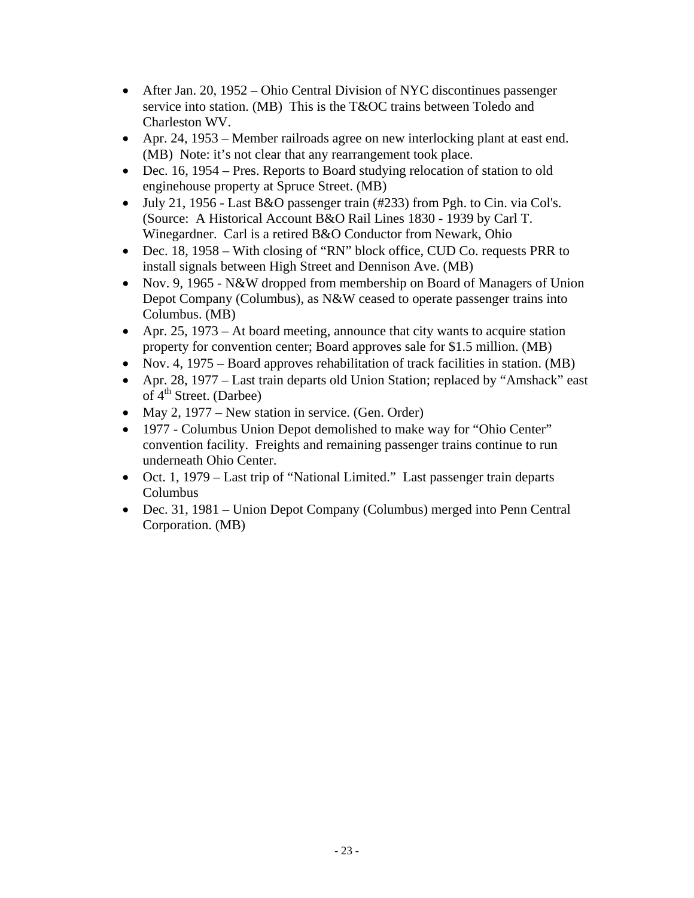- After Jan. 20, 1952 – Ohio Central Division of NYC discontinues passenger service into station. (MB) This is the T&OC trains between Toledo and Charleston WV.
- Apr. 24, 1953 – Member railroads agree on new interlocking plant at east end. (MB) Note: it's not clear that any rearrangement took place.
- Dec. 16, 1954 – Pres. Reports to Board studying relocation of station to old enginehouse property at Spruce Street. (MB)
- July 21, 1956 - Last B&O passenger train (#233) from Pgh. to Cin. via Col's. (Source: A Historical Account B&O Rail Lines 1830 - 1939 by Carl T. Winegardner. Carl is a retired B&O Conductor from Newark, Ohio
- Dec. 18, 1958 – With closing of "RN" block office, CUD Co. requests PRR to install signals between High Street and Dennison Ave. (MB)
- Nov. 9, 1965 - N&W dropped from membership on Board of Managers of Union Depot Company (Columbus), as N&W ceased to operate passenger trains into Columbus. (MB)
- Apr. 25, 1973 – At board meeting, announce that city wants to acquire station property for convention center; Board approves sale for $1.5 million. (MB)
- Nov. 4, 1975 – Board approves rehabilitation of track facilities in station. (MB)
- Apr. 28, 1977 – Last train departs old Union Station; replaced by "Amshack" east of 4th Street. (Darbee)
- May 2, 1977 – New station in service. (Gen. Order)
- 1977 - Columbus Union Depot demolished to make way for "Ohio Center" convention facility. Freights and remaining passenger trains continue to run underneath Ohio Center.
- Oct. 1, 1979 – Last trip of "National Limited." Last passenger train departs Columbus
- Dec. 31, 1981 – Union Depot Company (Columbus) merged into Penn Central Corporation. (MB)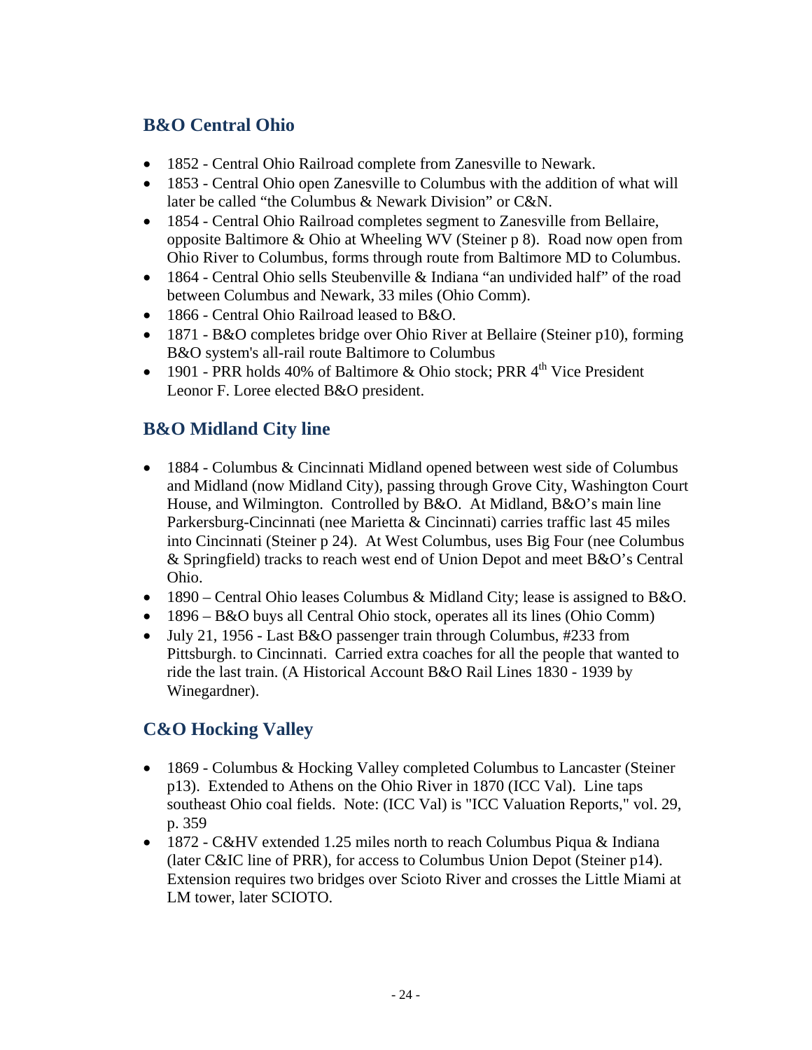## B&O Central Ohio

- 1852 - Central Ohio Railroad complete from Zanesville to Newark.
- 1853 - Central Ohio open Zanesville to Columbus with the addition of what will later be called "the Columbus & Newark Division" or C&N.
- 1854 - Central Ohio Railroad completes segment to Zanesville from Bellaire, opposite Baltimore & Ohio at Wheeling WV (Steiner p 8). Road now open from Ohio River to Columbus, forms through route from Baltimore MD to Columbus.
- 1864 - Central Ohio sells Steubenville & Indiana "an undivided half" of the road between Columbus and Newark, 33 miles (Ohio Comm).
- 1866 - Central Ohio Railroad leased to B&O.
- 1871 - B&O completes bridge over Ohio River at Bellaire (Steiner p10), forming B&O system's all-rail route Baltimore to Columbus
- 1901 - PRR holds 40% of Baltimore & Ohio stock; PRR 4th Vice President Leonor F. Loree elected B&O president.

## B&O Midland City line

- 1884 - Columbus & Cincinnati Midland opened between west side of Columbus and Midland (now Midland City), passing through Grove City, Washington Court House, and Wilmington. Controlled by B&O. At Midland, B&O's main line Parkersburg-Cincinnati (nee Marietta & Cincinnati) carries traffic last 45 miles into Cincinnati (Steiner p 24). At West Columbus, uses Big Four (nee Columbus & Springfield) tracks to reach west end of Union Depot and meet B&O's Central Ohio.
- 1890 – Central Ohio leases Columbus & Midland City; lease is assigned to B&O.
- 1896 – B&O buys all Central Ohio stock, operates all its lines (Ohio Comm)
- July 21, 1956 - Last B&O passenger train through Columbus, #233 from Pittsburgh. to Cincinnati. Carried extra coaches for all the people that wanted to ride the last train. (A Historical Account B&O Rail Lines 1830 - 1939 by Winegardner).

## C&O Hocking Valley

- 1869 - Columbus & Hocking Valley completed Columbus to Lancaster (Steiner p13). Extended to Athens on the Ohio River in 1870 (ICC Val). Line taps southeast Ohio coal fields. Note: (ICC Val) is "ICC Valuation Reports," vol. 29, p. 359
- 1872 - C&HV extended 1.25 miles north to reach Columbus Piqua & Indiana (later C&IC line of PRR), for access to Columbus Union Depot (Steiner p14). Extension requires two bridges over Scioto River and crosses the Little Miami at LM tower, later SCIOTO.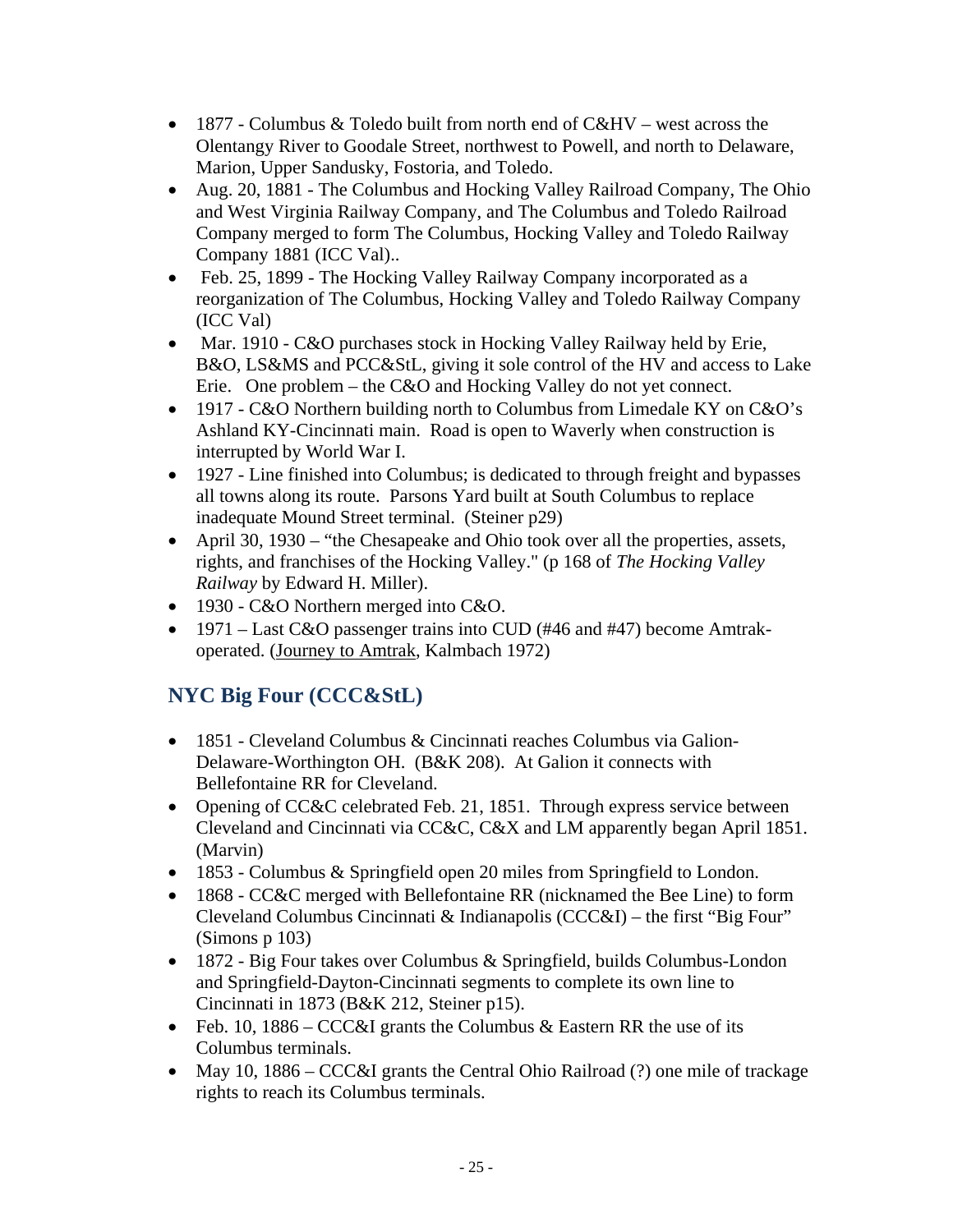- 1877 - Columbus & Toledo built from north end of C&HV – west across the Olentangy River to Goodale Street, northwest to Powell, and north to Delaware, Marion, Upper Sandusky, Fostoria, and Toledo.
- Aug. 20, 1881 - The Columbus and Hocking Valley Railroad Company, The Ohio and West Virginia Railway Company, and The Columbus and Toledo Railroad Company merged to form The Columbus, Hocking Valley and Toledo Railway Company 1881 (ICC Val)..
- Feb. 25, 1899 - The Hocking Valley Railway Company incorporated as a reorganization of The Columbus, Hocking Valley and Toledo Railway Company (ICC Val)
- Mar. 1910 - C&O purchases stock in Hocking Valley Railway held by Erie, B&O, LS&MS and PCC&StL, giving it sole control of the HV and access to Lake Erie. One problem – the C&O and Hocking Valley do not yet connect.
- 1917 - C&O Northern building north to Columbus from Limedale KY on C&O's Ashland KY-Cincinnati main. Road is open to Waverly when construction is interrupted by World War I.
- 1927 - Line finished into Columbus; is dedicated to through freight and bypasses all towns along its route. Parsons Yard built at South Columbus to replace inadequate Mound Street terminal. (Steiner p29)
- April 30, 1930 – "the Chesapeake and Ohio took over all the properties, assets, rights, and franchises of the Hocking Valley." (p 168 of *The Hocking Valley Railway* by Edward H. Miller).
- 1930 - C&O Northern merged into C&O.
- 1971 – Last C&O passenger trains into CUD (#46 and #47) become Amtrak-operated. (Journey to Amtrak, Kalmbach 1972)

## NYC Big Four (CCC&StL)

- 1851 - Cleveland Columbus & Cincinnati reaches Columbus via Galion-Delaware-Worthington OH. (B&K 208). At Galion it connects with Bellefontaine RR for Cleveland.
- Opening of CC&C celebrated Feb. 21, 1851. Through express service between Cleveland and Cincinnati via CC&C, C&X and LM apparently began April 1851. (Marvin)
- 1853 - Columbus & Springfield open 20 miles from Springfield to London.
- 1868 - CC&C merged with Bellefontaine RR (nicknamed the Bee Line) to form Cleveland Columbus Cincinnati & Indianapolis (CCC&I) – the first "Big Four" (Simons p 103)
- 1872 - Big Four takes over Columbus & Springfield, builds Columbus-London and Springfield-Dayton-Cincinnati segments to complete its own line to Cincinnati in 1873 (B&K 212, Steiner p15).
- Feb. 10, 1886 – CCC&I grants the Columbus & Eastern RR the use of its Columbus terminals.
- May 10, 1886 – CCC&I grants the Central Ohio Railroad (?) one mile of trackage rights to reach its Columbus terminals.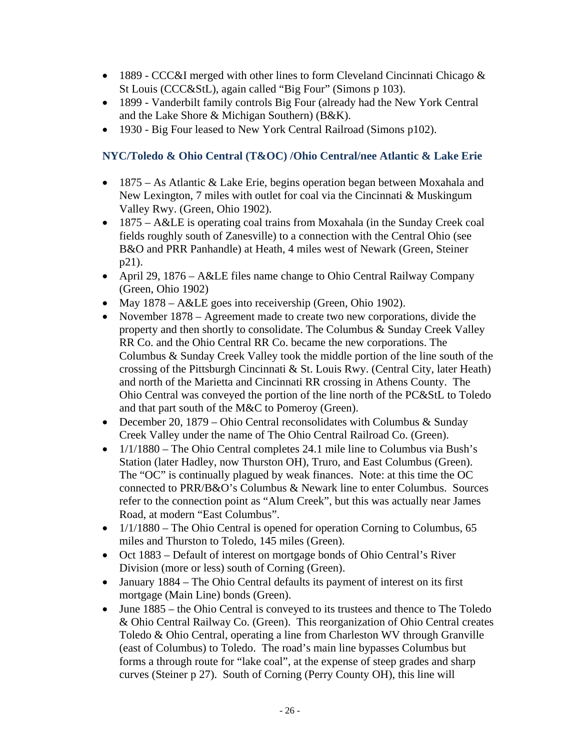- 1889 - CCC&I merged with other lines to form Cleveland Cincinnati Chicago & St Louis (CCC&StL), again called "Big Four" (Simons p 103).
- 1899 - Vanderbilt family controls Big Four (already had the New York Central and the Lake Shore & Michigan Southern) (B&K).
- 1930 - Big Four leased to New York Central Railroad (Simons p102).

### NYC/Toledo & Ohio Central (T&OC) /Ohio Central/nee Atlantic & Lake Erie

- 1875 – As Atlantic & Lake Erie, begins operation began between Moxahala and New Lexington, 7 miles with outlet for coal via the Cincinnati & Muskingum Valley Rwy. (Green, Ohio 1902).
- 1875 – A&LE is operating coal trains from Moxahala (in the Sunday Creek coal fields roughly south of Zanesville) to a connection with the Central Ohio (see B&O and PRR Panhandle) at Heath, 4 miles west of Newark (Green, Steiner p21).
- April 29, 1876 – A&LE files name change to Ohio Central Railway Company (Green, Ohio 1902)
- May 1878 – A&LE goes into receivership (Green, Ohio 1902).
- November 1878 – Agreement made to create two new corporations, divide the property and then shortly to consolidate. The Columbus & Sunday Creek Valley RR Co. and the Ohio Central RR Co. became the new corporations. The Columbus & Sunday Creek Valley took the middle portion of the line south of the crossing of the Pittsburgh Cincinnati & St. Louis Rwy. (Central City, later Heath) and north of the Marietta and Cincinnati RR crossing in Athens County. The Ohio Central was conveyed the portion of the line north of the PC&StL to Toledo and that part south of the M&C to Pomeroy (Green).
- December 20, 1879 – Ohio Central reconsolidates with Columbus & Sunday Creek Valley under the name of The Ohio Central Railroad Co. (Green).
- 1/1/1880 – The Ohio Central completes 24.1 mile line to Columbus via Bush's Station (later Hadley, now Thurston OH), Truro, and East Columbus (Green). The "OC" is continually plagued by weak finances. Note: at this time the OC connected to PRR/B&O's Columbus & Newark line to enter Columbus. Sources refer to the connection point as "Alum Creek", but this was actually near James Road, at modern "East Columbus".
- 1/1/1880 – The Ohio Central is opened for operation Corning to Columbus, 65 miles and Thurston to Toledo, 145 miles (Green).
- Oct 1883 – Default of interest on mortgage bonds of Ohio Central's River Division (more or less) south of Corning (Green).
- January 1884 – The Ohio Central defaults its payment of interest on its first mortgage (Main Line) bonds (Green).
- June 1885 – the Ohio Central is conveyed to its trustees and thence to The Toledo & Ohio Central Railway Co. (Green). This reorganization of Ohio Central creates Toledo & Ohio Central, operating a line from Charleston WV through Granville (east of Columbus) to Toledo. The road's main line bypasses Columbus but forms a through route for "lake coal", at the expense of steep grades and sharp curves (Steiner p 27). South of Corning (Perry County OH), this line will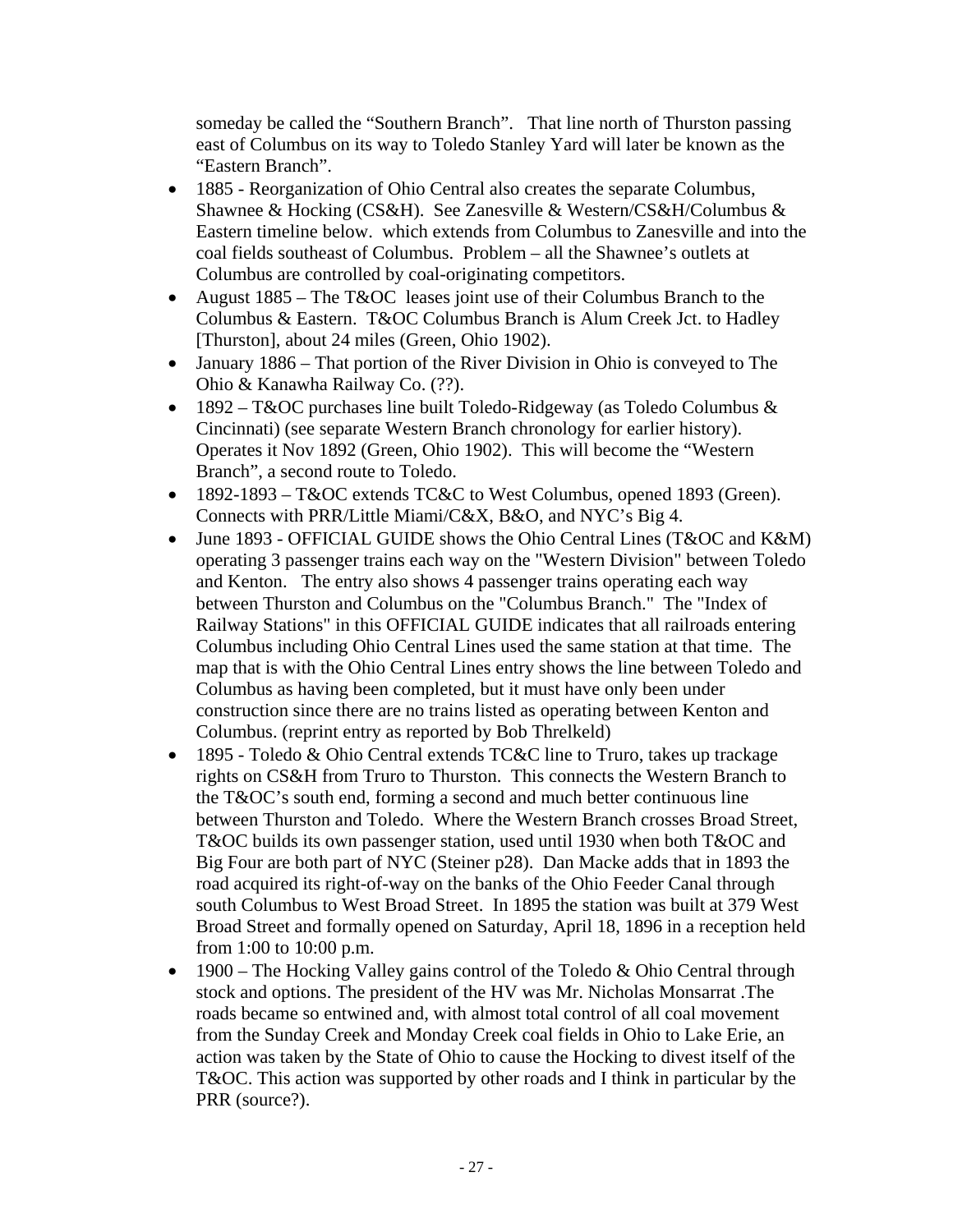someday be called the "Southern Branch". That line north of Thurston passing east of Columbus on its way to Toledo Stanley Yard will later be known as the "Eastern Branch".

- 1885 - Reorganization of Ohio Central also creates the separate Columbus, Shawnee & Hocking (CS&H). See Zanesville & Western/CS&H/Columbus & Eastern timeline below. which extends from Columbus to Zanesville and into the coal fields southeast of Columbus. Problem – all the Shawnee's outlets at Columbus are controlled by coal-originating competitors.
- August 1885 – The T&OC leases joint use of their Columbus Branch to the Columbus & Eastern. T&OC Columbus Branch is Alum Creek Jct. to Hadley [Thurston], about 24 miles (Green, Ohio 1902).
- January 1886 – That portion of the River Division in Ohio is conveyed to The Ohio & Kanawha Railway Co. (??).
- 1892 – T&OC purchases line built Toledo-Ridgeway (as Toledo Columbus & Cincinnati) (see separate Western Branch chronology for earlier history). Operates it Nov 1892 (Green, Ohio 1902). This will become the "Western Branch", a second route to Toledo.
- 1892-1893 – T&OC extends TC&C to West Columbus, opened 1893 (Green). Connects with PRR/Little Miami/C&X, B&O, and NYC's Big 4.
- June 1893 - OFFICIAL GUIDE shows the Ohio Central Lines (T&OC and K&M) operating 3 passenger trains each way on the "Western Division" between Toledo and Kenton. The entry also shows 4 passenger trains operating each way between Thurston and Columbus on the "Columbus Branch." The "Index of Railway Stations" in this OFFICIAL GUIDE indicates that all railroads entering Columbus including Ohio Central Lines used the same station at that time. The map that is with the Ohio Central Lines entry shows the line between Toledo and Columbus as having been completed, but it must have only been under construction since there are no trains listed as operating between Kenton and Columbus. (reprint entry as reported by Bob Threlkeld)
- 1895 - Toledo & Ohio Central extends TC&C line to Truro, takes up trackage rights on CS&H from Truro to Thurston. This connects the Western Branch to the T&OC's south end, forming a second and much better continuous line between Thurston and Toledo. Where the Western Branch crosses Broad Street, T&OC builds its own passenger station, used until 1930 when both T&OC and Big Four are both part of NYC (Steiner p28). Dan Macke adds that in 1893 the road acquired its right-of-way on the banks of the Ohio Feeder Canal through south Columbus to West Broad Street. In 1895 the station was built at 379 West Broad Street and formally opened on Saturday, April 18, 1896 in a reception held from 1:00 to 10:00 p.m.
- 1900 – The Hocking Valley gains control of the Toledo & Ohio Central through stock and options. The president of the HV was Mr. Nicholas Monsarrat .The roads became so entwined and, with almost total control of all coal movement from the Sunday Creek and Monday Creek coal fields in Ohio to Lake Erie, an action was taken by the State of Ohio to cause the Hocking to divest itself of the T&OC. This action was supported by other roads and I think in particular by the PRR (source?).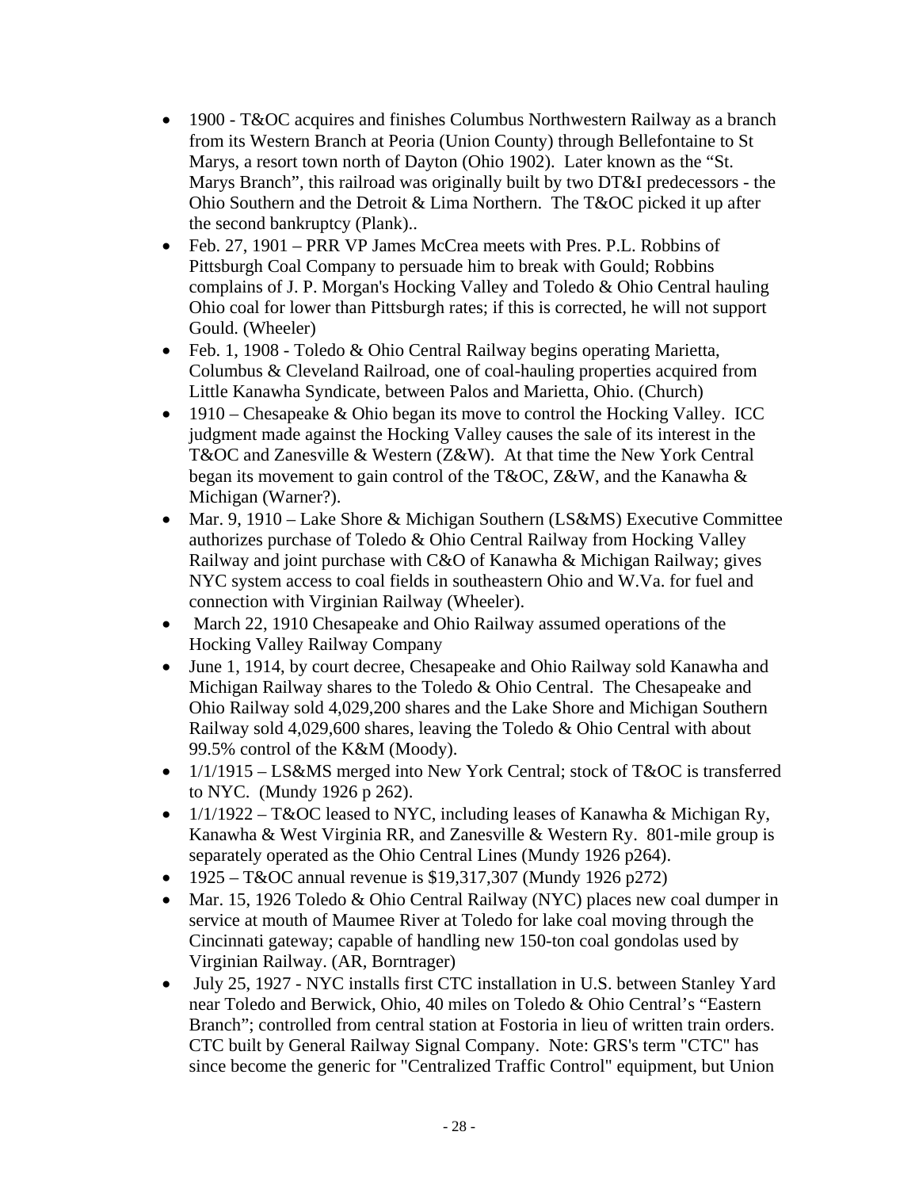- 1900 - T&OC acquires and finishes Columbus Northwestern Railway as a branch from its Western Branch at Peoria (Union County) through Bellefontaine to St Marys, a resort town north of Dayton (Ohio 1902). Later known as the "St. Marys Branch", this railroad was originally built by two DT&I predecessors - the Ohio Southern and the Detroit & Lima Northern. The T&OC picked it up after the second bankruptcy (Plank)..
- Feb. 27, 1901 – PRR VP James McCrea meets with Pres. P.L. Robbins of Pittsburgh Coal Company to persuade him to break with Gould; Robbins complains of J. P. Morgan's Hocking Valley and Toledo & Ohio Central hauling Ohio coal for lower than Pittsburgh rates; if this is corrected, he will not support Gould. (Wheeler)
- Feb. 1, 1908 - Toledo & Ohio Central Railway begins operating Marietta, Columbus & Cleveland Railroad, one of coal-hauling properties acquired from Little Kanawha Syndicate, between Palos and Marietta, Ohio. (Church)
- 1910 – Chesapeake & Ohio began its move to control the Hocking Valley. ICC judgment made against the Hocking Valley causes the sale of its interest in the T&OC and Zanesville & Western (Z&W). At that time the New York Central began its movement to gain control of the T&OC, Z&W, and the Kanawha & Michigan (Warner?).
- Mar. 9, 1910 – Lake Shore & Michigan Southern (LS&MS) Executive Committee authorizes purchase of Toledo & Ohio Central Railway from Hocking Valley Railway and joint purchase with C&O of Kanawha & Michigan Railway; gives NYC system access to coal fields in southeastern Ohio and W.Va. for fuel and connection with Virginian Railway (Wheeler).
- March 22, 1910 Chesapeake and Ohio Railway assumed operations of the Hocking Valley Railway Company
- June 1, 1914, by court decree, Chesapeake and Ohio Railway sold Kanawha and Michigan Railway shares to the Toledo & Ohio Central. The Chesapeake and Ohio Railway sold 4,029,200 shares and the Lake Shore and Michigan Southern Railway sold 4,029,600 shares, leaving the Toledo & Ohio Central with about 99.5% control of the K&M (Moody).
- 1/1/1915 – LS&MS merged into New York Central; stock of T&OC is transferred to NYC. (Mundy 1926 p 262).
- 1/1/1922 – T&OC leased to NYC, including leases of Kanawha & Michigan Ry, Kanawha & West Virginia RR, and Zanesville & Western Ry. 801-mile group is separately operated as the Ohio Central Lines (Mundy 1926 p264).
- 1925 – T&OC annual revenue is $19,317,307 (Mundy 1926 p272)
- Mar. 15, 1926 Toledo & Ohio Central Railway (NYC) places new coal dumper in service at mouth of Maumee River at Toledo for lake coal moving through the Cincinnati gateway; capable of handling new 150-ton coal gondolas used by Virginian Railway. (AR, Borntrager)
- July 25, 1927 - NYC installs first CTC installation in U.S. between Stanley Yard near Toledo and Berwick, Ohio, 40 miles on Toledo & Ohio Central's "Eastern Branch"; controlled from central station at Fostoria in lieu of written train orders. CTC built by General Railway Signal Company. Note: GRS's term "CTC" has since become the generic for "Centralized Traffic Control" equipment, but Union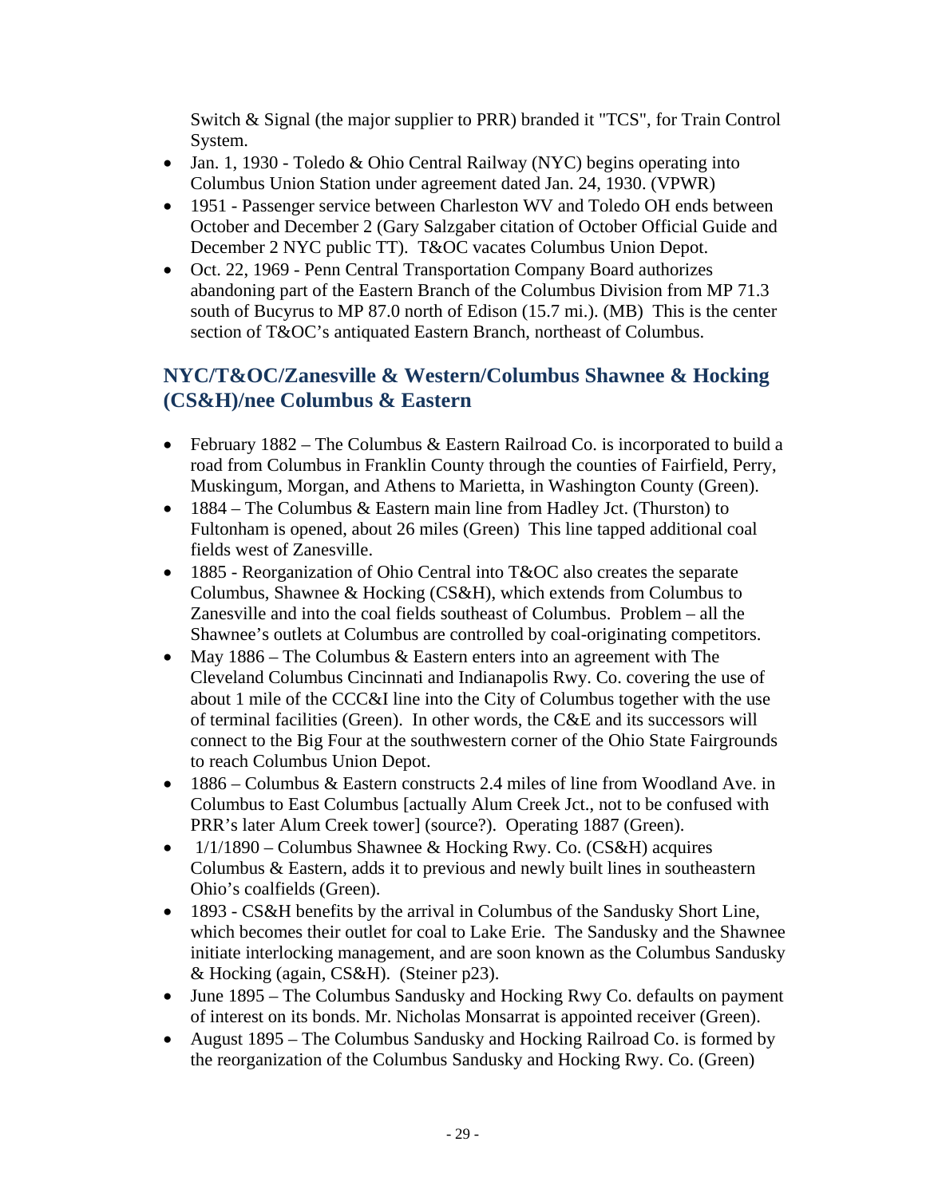Switch & Signal (the major supplier to PRR) branded it "TCS", for Train Control System.

- Jan. 1, 1930 - Toledo & Ohio Central Railway (NYC) begins operating into Columbus Union Station under agreement dated Jan. 24, 1930. (VPWR)
- 1951 - Passenger service between Charleston WV and Toledo OH ends between October and December 2 (Gary Salzgaber citation of October Official Guide and December 2 NYC public TT). T&OC vacates Columbus Union Depot.
- Oct. 22, 1969 - Penn Central Transportation Company Board authorizes abandoning part of the Eastern Branch of the Columbus Division from MP 71.3 south of Bucyrus to MP 87.0 north of Edison (15.7 mi.). (MB) This is the center section of T&OC's antiquated Eastern Branch, northeast of Columbus.

## NYC/T&OC/Zanesville & Western/Columbus Shawnee & Hocking (CS&H)/nee Columbus & Eastern

- February 1882 – The Columbus & Eastern Railroad Co. is incorporated to build a road from Columbus in Franklin County through the counties of Fairfield, Perry, Muskingum, Morgan, and Athens to Marietta, in Washington County (Green).
- 1884 – The Columbus & Eastern main line from Hadley Jct. (Thurston) to Fultonham is opened, about 26 miles (Green) This line tapped additional coal fields west of Zanesville.
- 1885 - Reorganization of Ohio Central into T&OC also creates the separate Columbus, Shawnee & Hocking (CS&H), which extends from Columbus to Zanesville and into the coal fields southeast of Columbus. Problem – all the Shawnee's outlets at Columbus are controlled by coal-originating competitors.
- May 1886 – The Columbus & Eastern enters into an agreement with The Cleveland Columbus Cincinnati and Indianapolis Rwy. Co. covering the use of about 1 mile of the CCC&I line into the City of Columbus together with the use of terminal facilities (Green). In other words, the C&E and its successors will connect to the Big Four at the southwestern corner of the Ohio State Fairgrounds to reach Columbus Union Depot.
- 1886 – Columbus & Eastern constructs 2.4 miles of line from Woodland Ave. in Columbus to East Columbus [actually Alum Creek Jct., not to be confused with PRR's later Alum Creek tower] (source?). Operating 1887 (Green).
- 1/1/1890 – Columbus Shawnee & Hocking Rwy. Co. (CS&H) acquires Columbus & Eastern, adds it to previous and newly built lines in southeastern Ohio's coalfields (Green).
- 1893 - CS&H benefits by the arrival in Columbus of the Sandusky Short Line, which becomes their outlet for coal to Lake Erie. The Sandusky and the Shawnee initiate interlocking management, and are soon known as the Columbus Sandusky & Hocking (again, CS&H). (Steiner p23).
- June 1895 – The Columbus Sandusky and Hocking Rwy Co. defaults on payment of interest on its bonds. Mr. Nicholas Monsarrat is appointed receiver (Green).
- August 1895 – The Columbus Sandusky and Hocking Railroad Co. is formed by the reorganization of the Columbus Sandusky and Hocking Rwy. Co. (Green)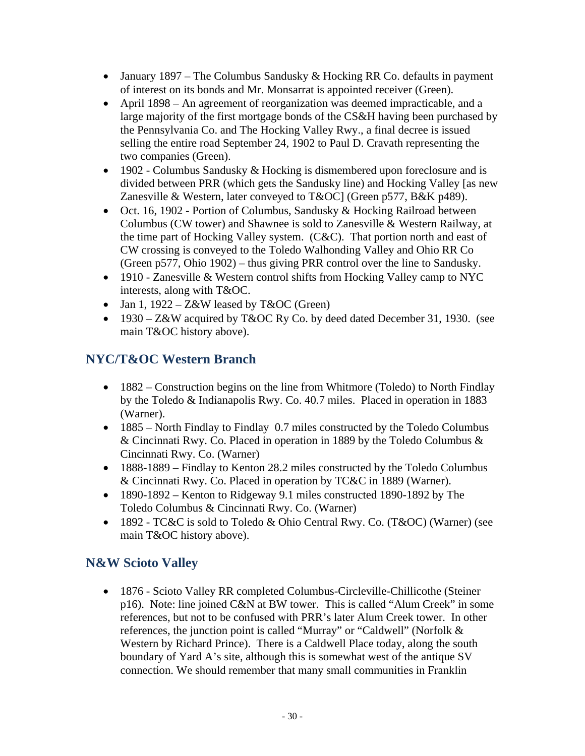- January 1897 – The Columbus Sandusky & Hocking RR Co. defaults in payment of interest on its bonds and Mr. Monsarrat is appointed receiver (Green).
- April 1898 – An agreement of reorganization was deemed impracticable, and a large majority of the first mortgage bonds of the CS&H having been purchased by the Pennsylvania Co. and The Hocking Valley Rwy., a final decree is issued selling the entire road September 24, 1902 to Paul D. Cravath representing the two companies (Green).
- 1902 - Columbus Sandusky & Hocking is dismembered upon foreclosure and is divided between PRR (which gets the Sandusky line) and Hocking Valley [as new Zanesville & Western, later conveyed to T&OC] (Green p577, B&K p489).
- Oct. 16, 1902 - Portion of Columbus, Sandusky & Hocking Railroad between Columbus (CW tower) and Shawnee is sold to Zanesville & Western Railway, at the time part of Hocking Valley system. (C&C). That portion north and east of CW crossing is conveyed to the Toledo Walhonding Valley and Ohio RR Co (Green p577, Ohio 1902) – thus giving PRR control over the line to Sandusky.
- 1910 - Zanesville & Western control shifts from Hocking Valley camp to NYC interests, along with T&OC.
- Jan 1, 1922 – Z&W leased by T&OC (Green)
- 1930 – Z&W acquired by T&OC Ry Co. by deed dated December 31, 1930. (see main T&OC history above).

## NYC/T&OC Western Branch

- 1882 – Construction begins on the line from Whitmore (Toledo) to North Findlay by the Toledo & Indianapolis Rwy. Co. 40.7 miles. Placed in operation in 1883 (Warner).
- 1885 – North Findlay to Findlay 0.7 miles constructed by the Toledo Columbus & Cincinnati Rwy. Co. Placed in operation in 1889 by the Toledo Columbus & Cincinnati Rwy. Co. (Warner)
- 1888-1889 – Findlay to Kenton 28.2 miles constructed by the Toledo Columbus & Cincinnati Rwy. Co. Placed in operation by TC&C in 1889 (Warner).
- 1890-1892 – Kenton to Ridgeway 9.1 miles constructed 1890-1892 by The Toledo Columbus & Cincinnati Rwy. Co. (Warner)
- 1892 - TC&C is sold to Toledo & Ohio Central Rwy. Co. (T&OC) (Warner) (see main T&OC history above).

## N&W Scioto Valley

- 1876 - Scioto Valley RR completed Columbus-Circleville-Chillicothe (Steiner p16). Note: line joined C&N at BW tower. This is called "Alum Creek" in some references, but not to be confused with PRR's later Alum Creek tower. In other references, the junction point is called "Murray" or "Caldwell" (Norfolk & Western by Richard Prince). There is a Caldwell Place today, along the south boundary of Yard A's site, although this is somewhat west of the antique SV connection. We should remember that many small communities in Franklin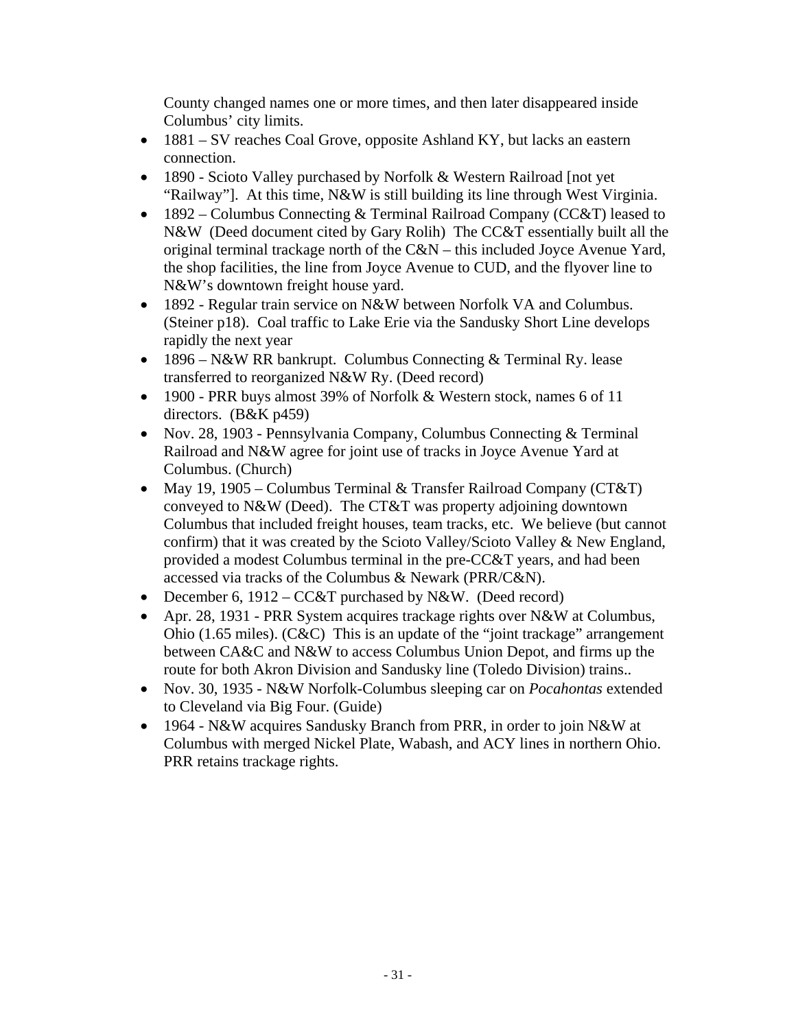County changed names one or more times, and then later disappeared inside Columbus' city limits.

- 1881 – SV reaches Coal Grove, opposite Ashland KY, but lacks an eastern connection.
- 1890 - Scioto Valley purchased by Norfolk & Western Railroad [not yet "Railway"]. At this time, N&W is still building its line through West Virginia.
- 1892 – Columbus Connecting & Terminal Railroad Company (CC&T) leased to N&W (Deed document cited by Gary Rolih) The CC&T essentially built all the original terminal trackage north of the C&N – this included Joyce Avenue Yard, the shop facilities, the line from Joyce Avenue to CUD, and the flyover line to N&W's downtown freight house yard.
- 1892 - Regular train service on N&W between Norfolk VA and Columbus. (Steiner p18). Coal traffic to Lake Erie via the Sandusky Short Line develops rapidly the next year
- 1896 – N&W RR bankrupt. Columbus Connecting & Terminal Ry. lease transferred to reorganized N&W Ry. (Deed record)
- 1900 - PRR buys almost 39% of Norfolk & Western stock, names 6 of 11 directors. (B&K p459)
- Nov. 28, 1903 - Pennsylvania Company, Columbus Connecting & Terminal Railroad and N&W agree for joint use of tracks in Joyce Avenue Yard at Columbus. (Church)
- May 19, 1905 – Columbus Terminal & Transfer Railroad Company (CT&T) conveyed to N&W (Deed). The CT&T was property adjoining downtown Columbus that included freight houses, team tracks, etc. We believe (but cannot confirm) that it was created by the Scioto Valley/Scioto Valley & New England, provided a modest Columbus terminal in the pre-CC&T years, and had been accessed via tracks of the Columbus & Newark (PRR/C&N).
- December 6, 1912 – CC&T purchased by N&W. (Deed record)
- Apr. 28, 1931 - PRR System acquires trackage rights over N&W at Columbus, Ohio (1.65 miles). (C&C) This is an update of the "joint trackage" arrangement between CA&C and N&W to access Columbus Union Depot, and firms up the route for both Akron Division and Sandusky line (Toledo Division) trains..
- Nov. 30, 1935 - N&W Norfolk-Columbus sleeping car on *Pocahontas* extended to Cleveland via Big Four. (Guide)
- 1964 - N&W acquires Sandusky Branch from PRR, in order to join N&W at Columbus with merged Nickel Plate, Wabash, and ACY lines in northern Ohio. PRR retains trackage rights.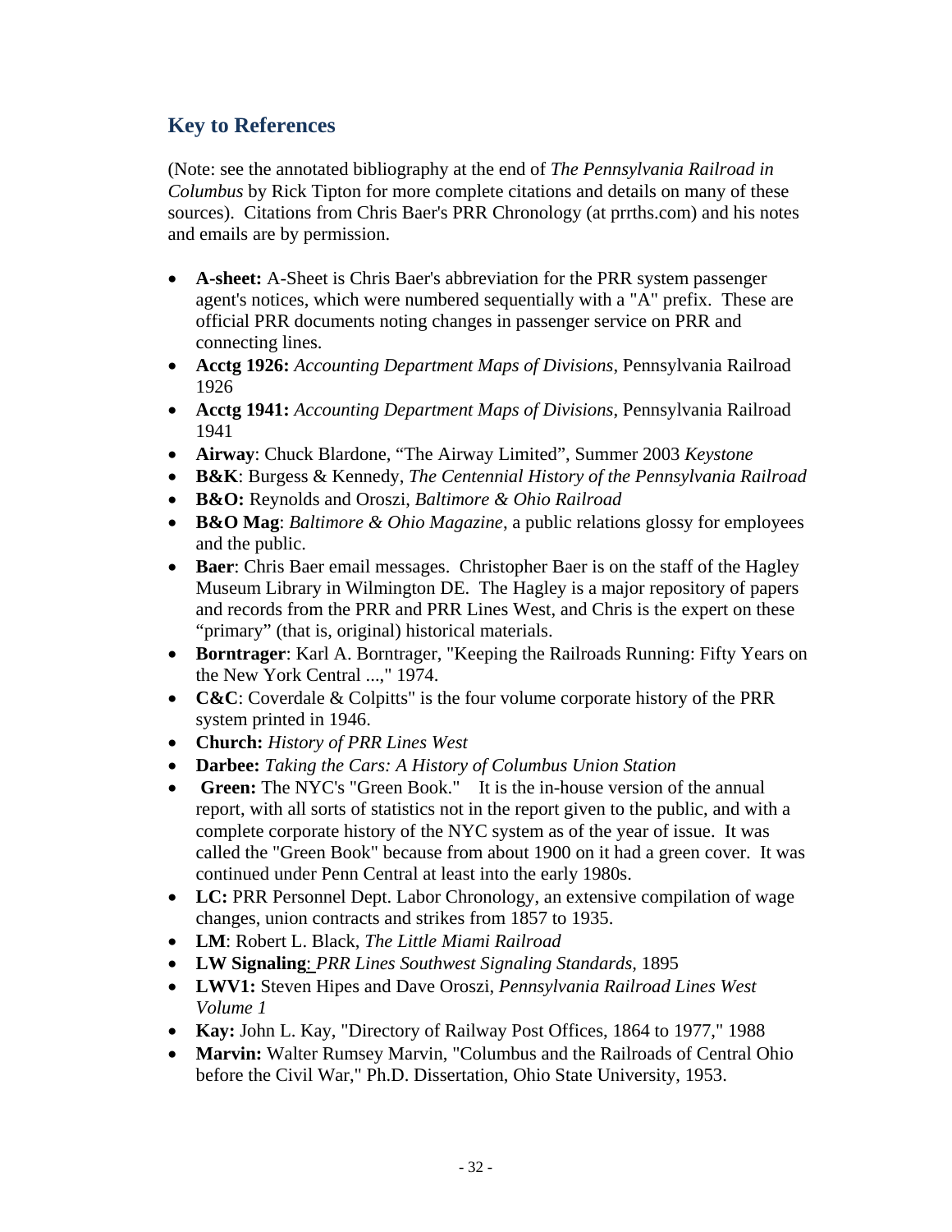## Key to References

(Note: see the annotated bibliography at the end of *The Pennsylvania Railroad in Columbus* by Rick Tipton for more complete citations and details on many of these sources). Citations from Chris Baer's PRR Chronology (at prrths.com) and his notes and emails are by permission.

- **A-sheet:** A-Sheet is Chris Baer's abbreviation for the PRR system passenger agent's notices, which were numbered sequentially with a "A" prefix. These are official PRR documents noting changes in passenger service on PRR and connecting lines.
- **Acctg 1926:** *Accounting Department Maps of Divisions*, Pennsylvania Railroad 1926
- **Acctg 1941:** *Accounting Department Maps of Divisions*, Pennsylvania Railroad 1941
- **Airway**: Chuck Blardone, "The Airway Limited", Summer 2003 *Keystone*
- **B&K**: Burgess & Kennedy, *The Centennial History of the Pennsylvania Railroad*
- **B&O:** Reynolds and Oroszi, *Baltimore & Ohio Railroad*
- **B&O Mag**: *Baltimore & Ohio Magazine*, a public relations glossy for employees and the public.
- **Baer**: Chris Baer email messages. Christopher Baer is on the staff of the Hagley Museum Library in Wilmington DE. The Hagley is a major repository of papers and records from the PRR and PRR Lines West, and Chris is the expert on these "primary" (that is, original) historical materials.
- **Borntrager**: Karl A. Borntrager, "Keeping the Railroads Running: Fifty Years on the New York Central ...," 1974.
- **C&C**: Coverdale & Colpitts" is the four volume corporate history of the PRR system printed in 1946.
- **Church:** *History of PRR Lines West*
- **Darbee:** *Taking the Cars: A History of Columbus Union Station*
- **Green:** The NYC's "Green Book." It is the in-house version of the annual report, with all sorts of statistics not in the report given to the public, and with a complete corporate history of the NYC system as of the year of issue. It was called the "Green Book" because from about 1900 on it had a green cover. It was continued under Penn Central at least into the early 1980s.
- **LC:** PRR Personnel Dept. Labor Chronology, an extensive compilation of wage changes, union contracts and strikes from 1857 to 1935.
- **LM**: Robert L. Black, *The Little Miami Railroad*
- **LW Signaling**: *PRR Lines Southwest Signaling Standards,* 1895
- **LWV1:** Steven Hipes and Dave Oroszi, *Pennsylvania Railroad Lines West Volume 1*
- **Kay:** John L. Kay, "Directory of Railway Post Offices, 1864 to 1977," 1988
- **Marvin:** Walter Rumsey Marvin, "Columbus and the Railroads of Central Ohio before the Civil War," Ph.D. Dissertation, Ohio State University, 1953.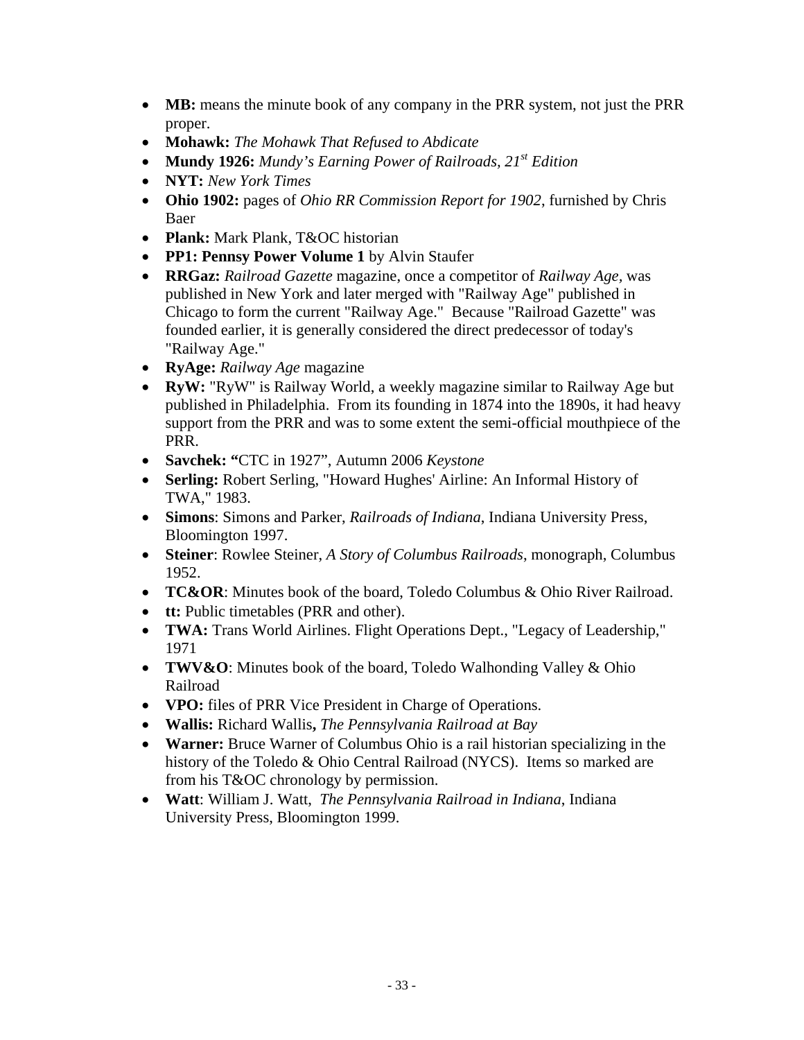- **MB:** means the minute book of any company in the PRR system, not just the PRR proper.
- **Mohawk:** *The Mohawk That Refused to Abdicate*
- **Mundy 1926:** *Mundy's Earning Power of Railroads, 21st Edition*
- **NYT:** *New York Times*
- **Ohio 1902:** pages of *Ohio RR Commission Report for 1902*, furnished by Chris Baer
- **Plank:** Mark Plank, T&OC historian
- **PP1: Pennsy Power Volume 1** by Alvin Staufer
- **RRGaz:** *Railroad Gazette* magazine, once a competitor of *Railway Age,* was published in New York and later merged with "Railway Age" published in Chicago to form the current "Railway Age." Because "Railroad Gazette" was founded earlier, it is generally considered the direct predecessor of today's "Railway Age."
- **RyAge:** *Railway Age* magazine
- **RyW:** "RyW" is Railway World, a weekly magazine similar to Railway Age but published in Philadelphia. From its founding in 1874 into the 1890s, it had heavy support from the PRR and was to some extent the semi-official mouthpiece of the PRR.
- **Savchek: "**CTC in 1927", Autumn 2006 *Keystone*
- **Serling:** Robert Serling, "Howard Hughes' Airline: An Informal History of TWA," 1983.
- **Simons**: Simons and Parker, *Railroads of Indiana*, Indiana University Press, Bloomington 1997.
- **Steiner**: Rowlee Steiner, *A Story of Columbus Railroads*, monograph, Columbus 1952.
- **TC&OR**: Minutes book of the board, Toledo Columbus & Ohio River Railroad.
- **tt:** Public timetables (PRR and other).
- **TWA:** Trans World Airlines. Flight Operations Dept., "Legacy of Leadership," 1971
- **TWV&O**: Minutes book of the board, Toledo Walhonding Valley & Ohio Railroad
- **VPO:** files of PRR Vice President in Charge of Operations.
- **Wallis:** Richard Wallis**,** *The Pennsylvania Railroad at Bay*
- **Warner:** Bruce Warner of Columbus Ohio is a rail historian specializing in the history of the Toledo & Ohio Central Railroad (NYCS). Items so marked are from his T&OC chronology by permission.
- **Watt**: William J. Watt, *The Pennsylvania Railroad in Indiana*, Indiana University Press, Bloomington 1999.